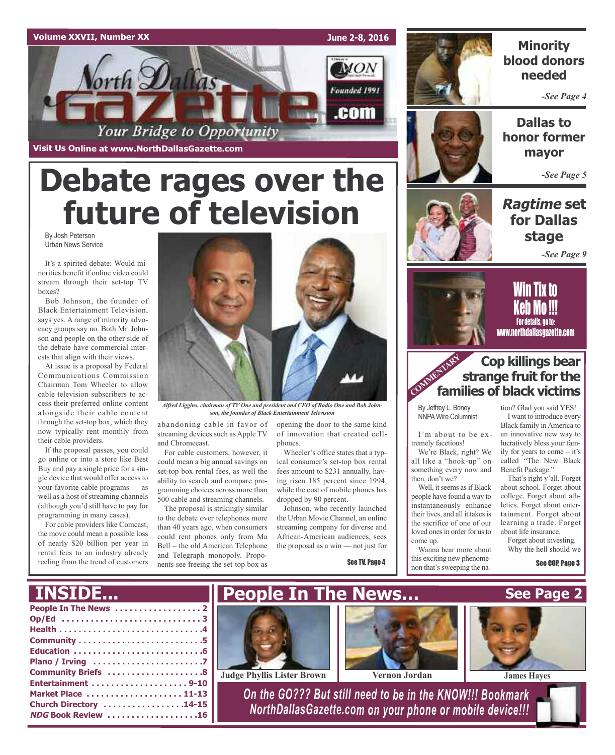Volume XXVII, Number XX June 2-8, 2016

# North Dallas Gazette

Your Bridge to Opportunity

Founded 1991

Visit Us Online at www.NorthDallasGazette.com

# Debate rages over the future of television

By Josh Peterson
Urban News Service

It's a spirited debate: Would minorities benefit if online video could stream through their set-top TV boxes?

Bob Johnson, the founder of Black Entertainment Television, says yes. A range of minority advocacy groups say no. Both Mr. Johnson and people on the other side of the debate have commercial interests that align with their views.

At issue is a proposal by Federal Communications Commission Chairman Tom Wheeler to allow cable television subscribers to access their preferred online content alongside their cable content through the set-top box, which they now typically rent monthly from their cable providers.

If the proposal passes, you could go online or into a store like Best Buy and pay a single price for a single device that would offer access to your favorite cable programs — as well as a host of streaming channels (although you'd still have to pay for programming in many cases).

For cable providers like Comcast, the move could mean a possible loss of nearly $20 billion per year in rental fees to an industry already reeling from the trend of customers abandoning cable in favor of streaming devices such as Apple TV and Chromecast.

For cable customers, however, it could mean a big annual savings on set-top box rental fees, as well the ability to search and compare programming choices across more than 500 cable and streaming channels.

The proposal is strikingly similar to the debate over telephones more than 40 years ago, when consumers could rent phones only from Ma Bell – the old American Telephone and Telegraph monopoly. Proponents see freeing the set-top box as opening the door to the same kind of innovation that created cellphones.

Wheeler's office states that a typical consumer's set-top box rental fees amount to $231 annually, having risen 185 percent since 1994, while the cost of mobile phones has dropped by 90 percent.

Johnson, who recently launched the Urban Movie Channel, an online streaming company for diverse and African-American audiences, sees the proposal as a win — not just for

See TV, Page 4

*Alfred Liggins, chairman of TV One and president and CEO of Radio One and Bob Johnson, the founder of Black Entertainment Television*

## Minority blood donors needed

*-See Page 4*

## Dallas to honor former mayor

*-See Page 5*

## *Ragtime* set for Dallas stage

*-See Page 9*

**Win Tix to Keb Mo !!!**
For details, go to: www.northdallasgazette.com

COMMENTARY

## Cop killings bear strange fruit for the families of black victims

By Jeffrey L. Boney
NNPA Wire Columnist

I'm about to be extremely facetious!

We're Black, right? We all like a "hook-up" on something every now and then, don't we?

Well, it seems as if Black people have found a way to instantaneously enhance their lives, and all it takes is the sacrifice of one of our loved ones in order for us to come up.

Wanna hear more about this exciting new phenomenon that's sweeping the nation? Glad you said YES!

I want to introduce every Black family in America to an innovative new way to lucratively bless your family for years to come – it's called "The New Black Benefit Package."

That's right y'all. Forget about school. Forget about college. Forget about athletics. Forget about entertainment. Forget about learning a trade. Forget about life insurance.

Forget about investing. Why the hell should we

See COP, Page 3

## INSIDE...

- People In The News . . . . . . . . . 2
- Op/Ed . . . . . . . . . 3
- Health . . . . . . . . . 4
- Community . . . . . . . . . 5
- Education . . . . . . . . . 6
- Plano / Irving . . . . . . . . . 7
- Community Briefs . . . . . . . . . 8
- Entertainment . . . . . . . . . 9-10
- Market Place . . . . . . . . . 11-13
- Church Directory . . . . . . . . . 14-15
- *NDG* Book Review . . . . . . . . . 16

## People In The News... See Page 2

Judge Phyllis Lister Brown | Vernon Jordan | James Hayes

*On the GO??? But still need to be in the KNOW!!! Bookmark NorthDallasGazette.com on your phone or mobile device!!!*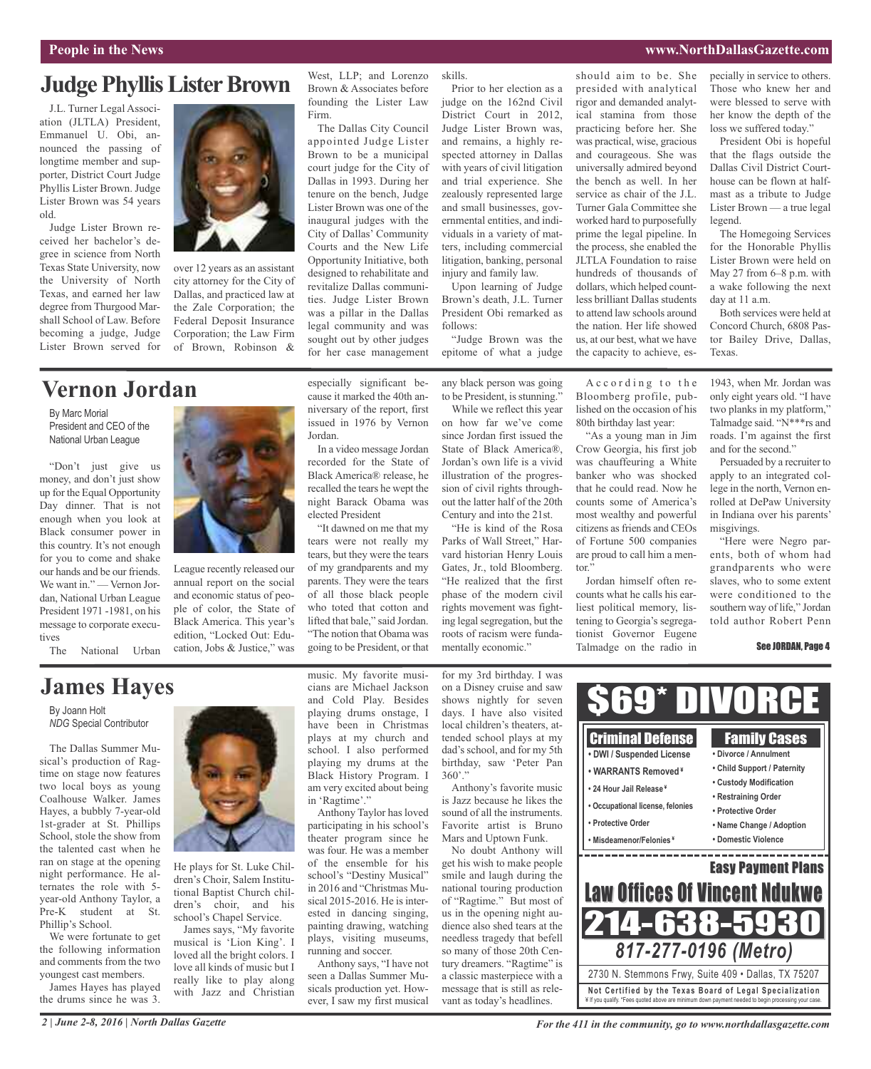## Judge Phyllis Lister Brown

J.L. Turner Legal Association (JLTLA) President, Emmanuel U. Obi, announced the passing of longtime member and supporter, District Court Judge Phyllis Lister Brown. Judge Lister Brown was 54 years old.

Judge Lister Brown received her bachelor's degree in science from North Texas State University, now the University of North Texas, and earned her law degree from Thurgood Marshall School of Law. Before becoming a judge, Judge Lister Brown served for over 12 years as an assistant city attorney for the City of Dallas, and practiced law at the Zale Corporation; the Federal Deposit Insurance Corporation; the Law Firm of Brown, Robinson & West, LLP; and Lorenzo Brown & Associates before founding the Lister Law Firm.

The Dallas City Council appointed Judge Lister Brown to be a municipal court judge for the City of Dallas in 1993. During her tenure on the bench, Judge Lister Brown was one of the inaugural judges with the City of Dallas' Community Courts and the New Life Opportunity Initiative, both designed to rehabilitate and revitalize Dallas communities. Judge Lister Brown was a pillar in the Dallas legal community and was sought out by other judges for her case management skills.

Prior to her election as a judge on the 162nd Civil District Court in 2012, Judge Lister Brown was, and remains, a highly respected attorney in Dallas with years of civil litigation and trial experience. She zealously represented large and small businesses, governmental entities, and individuals in a variety of matters, including commercial litigation, banking, personal injury and family law.

Upon learning of Judge Brown's death, J.L. Turner President Obi remarked as follows:

"Judge Brown was the epitome of what a judge should aim to be. She presided with analytical rigor and demanded analytical stamina from those practicing before her. She was practical, wise, gracious and courageous. She was universally admired beyond the bench as well. In her service as chair of the J.L. Turner Gala Committee she worked hard to purposefully prime the legal pipeline. In the process, she enabled the JLTLA Foundation to raise hundreds of thousands of dollars, which helped countless brilliant Dallas students to attend law schools around the nation. Her life showed us, at our best, what we have the capacity to achieve, especially in service to others. Those who knew her and were blessed to serve with her know the depth of the loss we suffered today."

President Obi is hopeful that the flags outside the Dallas Civil District Courthouse can be flown at half-mast as a tribute to Judge Lister Brown — a true legal legend.

The Homegoing Services for the Honorable Phyllis Lister Brown were held on May 27 from 6–8 p.m. with a wake following the next day at 11 a.m.

Both services were held at Concord Church, 6808 Pastor Bailey Drive, Dallas, Texas.

## Vernon Jordan

By Marc Morial
President and CEO of the National Urban League

"Don't just give us money, and don't just show up for the Equal Opportunity Day dinner. That is not enough when you look at Black consumer power in this country. It's not enough for you to come and shake our hands and be our friends. We want in." — Vernon Jordan, National Urban League President 1971 -1981, on his message to corporate executives

The National Urban League recently released our annual report on the social and economic status of people of color, the State of Black America. This year's edition, "Locked Out: Education, Jobs & Justice," was especially significant because it marked the 40th anniversary of the report, first issued in 1976 by Vernon Jordan.

In a video message Jordan recorded for the State of Black America® release, he recalled the tears he wept the night Barack Obama was elected President

"It dawned on me that my tears were not really my tears, but they were the tears of my grandparents and my parents. They were the tears of all those black people who toted that cotton and lifted that bale," said Jordan. "The notion that Obama was going to be President, or that any black person was going to be President, is stunning."

While we reflect this year on how far we've come since Jordan first issued the State of Black America®, Jordan's own life is a vivid illustration of the progression of civil rights throughout the latter half of the 20th Century and into the 21st.

"He is kind of the Rosa Parks of Wall Street," Harvard historian Henry Louis Gates, Jr., told Bloomberg. "He realized that the first phase of the modern civil rights movement was fighting legal segregation, but the roots of racism were fundamentally economic."

According to the Bloomberg profile, published on the occasion of his 80th birthday last year:

"As a young man in Jim Crow Georgia, his first job was chauffeuring a White banker who was shocked that he could read. Now he counts some of America's most wealthy and powerful citizens as friends and CEOs of Fortune 500 companies are proud to call him a mentor."

Jordan himself often recounts what he calls his earliest political memory, listening to Georgia's segregationist Governor Eugene Talmadge on the radio in 1943, when Mr. Jordan was only eight years old. "I have two planks in my platform," Talmadge said. "N***rs and roads. I'm against the first and for the second."

Persuaded by a recruiter to apply to an integrated college in the north, Vernon enrolled at DePaw University in Indiana over his parents' misgivings.

"Here were Negro parents, both of whom had grandparents who were slaves, who to some extent were conditioned to the southern way of life," Jordan told author Robert Penn

See JORDAN, Page 4

## James Hayes

By Joann Holt
*NDG* Special Contributor

The Dallas Summer Musical's production of Ragtime on stage now features two local boys as young Coalhouse Walker. James Hayes, a bubbly 7-year-old 1st-grader at St. Phillips School, stole the show from the talented cast when he ran on stage at the opening night performance. He alternates the role with 5-year-old Anthony Taylor, a Pre-K student at St. Phillip's School.

We were fortunate to get the following information and comments from the two youngest cast members.

James Hayes has played the drums since he was 3. He plays for St. Luke Children's Choir, Salem Institutional Baptist Church children's choir, and his school's Chapel Service.

James says, "My favorite musical is 'Lion King'. I loved all the bright colors. I love all kinds of music but I really like to play along with Jazz and Christian music. My favorite musicians are Michael Jackson and Cold Play. Besides playing drums onstage, I have been in Christmas plays at my church and school. I also performed playing my drums at the Black History Program. I am very excited about being in 'Ragtime'."

Anthony Taylor has loved participating in his school's theater program since he was four. He was a member of the ensemble for his school's "Destiny Musical" in 2016 and "Christmas Musical 2015-2016. He is interested in dancing singing, painting drawing, watching plays, visiting museums, running and soccer.

Anthony says, "I have not seen a Dallas Summer Musicals production yet. However, I saw my first musical for my 3rd birthday. I was on a Disney cruise and saw shows nightly for seven days. I have also visited local children's theaters, attended school plays at my dad's school, and for my 5th birthday, saw 'Peter Pan 360'."

Anthony's favorite music is Jazz because he likes the sound of all the instruments. Favorite artist is Bruno Mars and Uptown Funk.

No doubt Anthony will get his wish to make people smile and laugh during the national touring production of "Ragtime." But most of us in the opening night audience also shed tears at the needless tragedy that befell so many of those 20th Century dreamers. "Ragtime" is a classic masterpiece with a message that is still as relevant as today's headlines.

---

**$69* DIVORCE**

**Criminal Defense**
- DWI / Suspended License
- WARRANTS Removed ¥
- 24 Hour Jail Release ¥
- Occupational license, felonies
- Protective Order
- Misdeameanor/Felonies ¥

**Family Cases**
- Divorce / Annulment
- Child Support / Paternity
- Custody Modification
- Restraining Order
- Protective Order
- Name Change / Adoption
- Domestic Violence

**Easy Payment Plans**

**Law Offices Of Vincent Ndukwe**

**214-638-5930**

***817-277-0196 (Metro)***

2730 N. Stemmons Frwy, Suite 409 • Dallas, TX 75207

**Not Certified by the Texas Board of Legal Specialization**
¥ If you qualify. *Fees quoted above are minimum down payment needed to begin processing your case.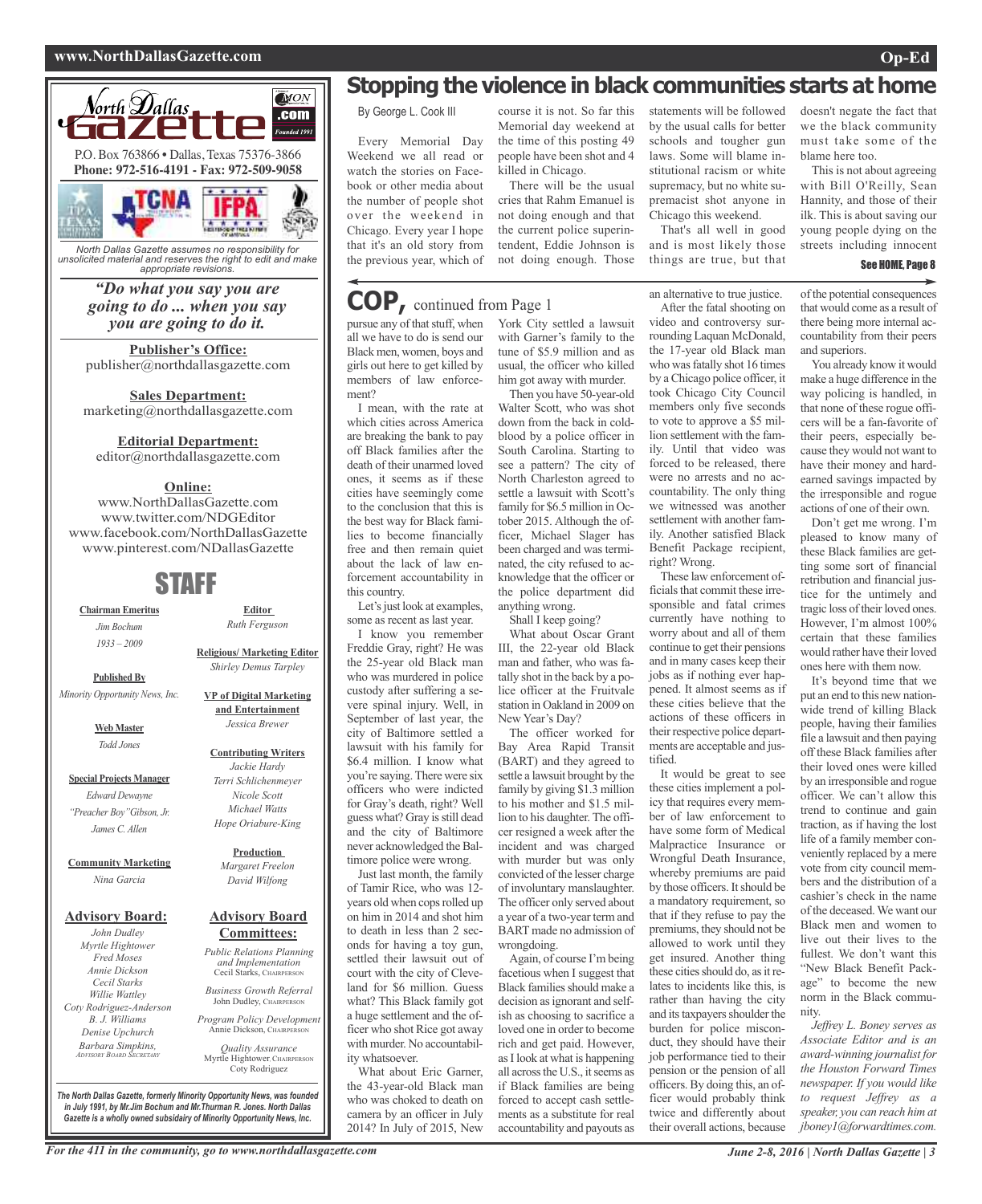# Stopping the violence in black communities starts at home

By George L. Cook III

Every Memorial Day Weekend we all read or watch the stories on Facebook or other media about the number of people shot over the weekend in Chicago. Every year I hope that it's an old story from the previous year, which of course it is not. So far this Memorial day weekend at the time of this posting 49 people have been shot and 4 killed in Chicago.

There will be the usual cries that Rahm Emanuel is not doing enough and that the current police superintendent, Eddie Johnson is not doing enough. Those statements will be followed by the usual calls for better schools and tougher gun laws. Some will blame institutional racism or white supremacy, but no white supremacist shot anyone in Chicago this weekend.

That's all well in good and is most likely those things are true, but that doesn't negate the fact that we the black community must take some of the blame here too.

This is not about agreeing with Bill O'Reilly, Sean Hannity, and those of their ilk. This is about saving our young people dying on the streets including innocent

See HOME, Page 8

## COP, continued from Page 1

pursue any of that stuff, when all we have to do is send our Black men, women, boys and girls out here to get killed by members of law enforcement?

I mean, with the rate at which cities across America are breaking the bank to pay off Black families after the death of their unarmed loved ones, it seems as if these cities have seemingly come to the conclusion that this is the best way for Black families to become financially free and then remain quiet about the lack of law enforcement accountability in this country.

Let's just look at examples, some as recent as last year.

I know you remember Freddie Gray, right? He was the 25-year old Black man who was murdered in police custody after suffering a severe spinal injury. Well, in September of last year, the city of Baltimore settled a lawsuit with his family for $6.4 million. I know what you're saying. There were six officers who were indicted for Gray's death, right? Well guess what? Gray is still dead and the city of Baltimore never acknowledged the Baltimore police were wrong.

Just last month, the family of Tamir Rice, who was 12-years old when cops rolled up on him in 2014 and shot him to death in less than 2 seconds for having a toy gun, settled their lawsuit out of court with the city of Cleveland for $6 million. Guess what? This Black family got a huge settlement and the officer who shot Rice got away with murder. No accountability whatsoever.

What about Eric Garner, the 43-year-old Black man who was choked to death on camera by an officer in July 2014? In July of 2015, New York City settled a lawsuit with Garner's family to the tune of $5.9 million and as usual, the officer who killed him got away with murder.

Then you have 50-year-old Walter Scott, who was shot down from the back in cold-blood by a police officer in South Carolina. Starting to see a pattern? The city of North Charleston agreed to settle a lawsuit with Scott's family for $6.5 million in October 2015. Although the officer, Michael Slager has been charged and was terminated, the city refused to acknowledge that the officer or the police department did anything wrong.

Shall I keep going?

What about Oscar Grant III, the 22-year old Black man and father, who was fatally shot in the back by a police officer at the Fruitvale station in Oakland in 2009 on New Year's Day?

The officer worked for Bay Area Rapid Transit (BART) and they agreed to settle a lawsuit brought by the family by giving $1.3 million to his mother and $1.5 million to his daughter. The officer resigned a week after the incident and was charged with murder but was only convicted of the lesser charge of involuntary manslaughter. The officer only served about a year of a two-year term and BART made no admission of wrongdoing.

Again, of course I'm being facetious when I suggest that Black families should make a decision as ignorant and selfish as choosing to sacrifice a loved one in order to become rich and get paid. However, as I look at what is happening all across the U.S., it seems as if Black families are being forced to accept cash settlements as a substitute for real accountability and payouts as an alternative to true justice.

After the fatal shooting on video and controversy surrounding Laquan McDonald, the 17-year old Black man who was fatally shot 16 times by a Chicago police officer, it took Chicago City Council members only five seconds to vote to approve a $5 million settlement with the family. Until that video was forced to be released, there were no arrests and no accountability. The only thing we witnessed was another settlement with another family. Another satisfied Black Benefit Package recipient, right? Wrong.

These law enforcement officials that commit these irresponsible and fatal crimes currently have nothing to worry about and all of them continue to get their pensions and in many cases keep their jobs as if nothing ever happened. It almost seems as if these cities believe that the actions of these officers in their respective police departments are acceptable and justified.

It would be great to see these cities implement a policy that requires every member of law enforcement to have some form of Medical Malpractice Insurance or Wrongful Death Insurance, whereby premiums are paid by those officers. It should be a mandatory requirement, so that if they refuse to pay the premiums, they should not be allowed to work until they get insured. Another thing these cities should do, as it relates to incidents like this, is rather than having the city and its taxpayers shoulder the burden for police misconduct, they should have their job performance tied to their pension or the pension of all officers. By doing this, an officer would probably think twice and differently about their overall actions, because of the potential consequences that would come as a result of there being more internal accountability from their peers and superiors.

You already know it would make a huge difference in the way policing is handled, in that none of these rogue officers will be a fan-favorite of their peers, especially because they would not want to have their money and hard-earned savings impacted by the irresponsible and rogue actions of one of their own.

Don't get me wrong. I'm pleased to know many of these Black families are getting some sort of financial retribution and financial justice for the untimely and tragic loss of their loved ones. However, I'm almost 100% certain that these families would rather have their loved ones here with them now.

It's beyond time that we put an end to this new nationwide trend of killing Black people, having their families file a lawsuit and then paying off these Black families after their loved ones were killed by an irresponsible and rogue officer. We can't allow this trend to continue and gain traction, as if having the lost life of a family member conveniently replaced by a mere vote from city council members and the distribution of a cashier's check in the name of the deceased. We want our Black men and women to live out their lives to the fullest. We don't want this "New Black Benefit Package" to become the new norm in the Black community.

*Jeffrey L. Boney serves as Associate Editor and is an award-winning journalist for the Houston Forward Times newspaper. If you would like to request Jeffrey as a speaker, you can reach him at jboney1@forwardtimes.com.*

---

**North Dallas Gazette** .com — Founded 1991

P.O. Box 763866 • Dallas, Texas 75376-3866
**Phone: 972-516-4191 - Fax: 972-509-9058**

*North Dallas Gazette assumes no responsibility for unsolicited material and reserves the right to edit and make appropriate revisions.*

***"Do what you say you are going to do ... when you say you are going to do it.***

**Publisher's Office:**
publisher@northdallasgazette.com

**Sales Department:**
marketing@northdallasgazette.com

**Editorial Department:**
editor@northdallasgazette.com

**Online:**
www.NorthDallasGazette.com
www.twitter.com/NDGEditor
www.facebook.com/NorthDallasGazette
www.pinterest.com/NDallasGazette

## STAFF

**Chairman Emeritus**
*Jim Bochum*
*1933 – 2009*

**Published By**
*Minority Opportunity News, Inc.*

**Web Master**
*Todd Jones*

**Special Projects Manager**
*Edward Dewayne "Preacher Boy" Gibson, Jr.*
*James C. Allen*

**Community Marketing**
*Nina Garcia*

**Advisory Board:**
*John Dudley*
*Myrtle Hightower*
*Fred Moses*
*Annie Dickson*
*Cecil Starks*
*Willie Wattley*
*Coty Rodriguez-Anderson*
*B. J. Williams*
*Denise Upchurch*
*Barbara Simpkins, Advisory Board Secretary*

**Editor**
*Ruth Ferguson*

**Religious/ Marketing Editor**
*Shirley Demus Tarpley*

**VP of Digital Marketing and Entertainment**
*Jessica Brewer*

**Contributing Writers**
*Jackie Hardy*
*Terri Schlichenmeyer*
*Nicole Scott*
*Michael Watts*
*Hope Oriabure-King*

**Production**
*Margaret Freelon*
*David Wilfong*

**Advisory Board Committees:**
*Public Relations Planning and Implementation* — Cecil Starks, Chairperson
*Business Growth Referral* — John Dudley, Chairperson
*Program Policy Development* — Annie Dickson, Chairperson
*Quality Assurance* — Myrtle Hightower, Chairperson; Coty Rodriguez

***The North Dallas Gazette, formerly Minority Opportunity News, was founded in July 1991, by Mr.Jim Bochum and Mr.Thurman R. Jones. North Dallas Gazette is a wholly owned subsidairy of Minority Opportunity News, Inc.***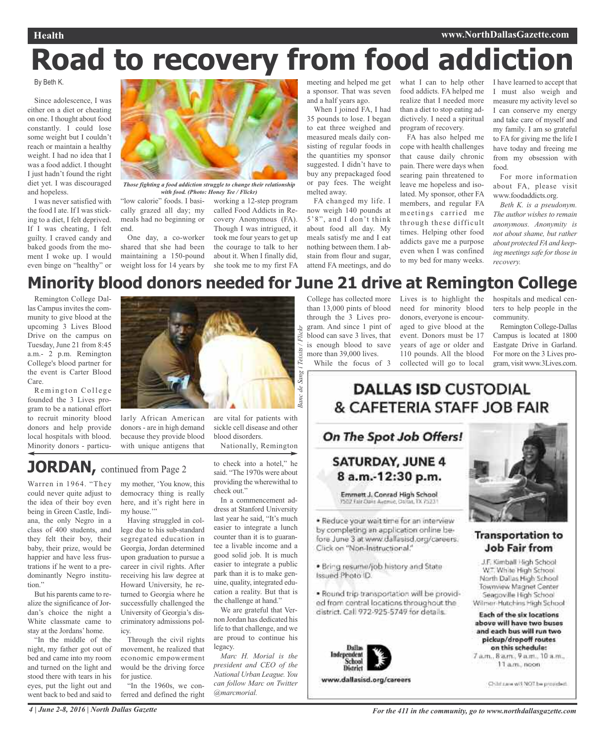# Road to recovery from food addiction

By Beth K.

Since adolescence, I was either on a diet or cheating on one. I thought about food constantly. I could lose some weight but I couldn't reach or maintain a healthy weight. I had no idea that I was a food addict. I thought I just hadn't found the right diet yet. I was discouraged and hopeless.

I was never satisfied with the food I ate. If I was sticking to a diet, I felt deprived. If I was cheating, I felt guilty. I craved candy and baked goods from the moment I woke up. I would even binge on "healthy" or "low calorie" foods. I basically grazed all day; my meals had no beginning or end.

*Those fighting a food addiction struggle to change their relationship with food. (Photo: Honey Tee / Flickr)*

One day, a co-worker shared that she had been maintaining a 150-pound weight loss for 14 years by working a 12-step program called Food Addicts in Recovery Anonymous (FA). Though I was intrigued, it took me four years to get up the courage to talk to her about it. When I finally did, she took me to my first FA meeting and helped me get a sponsor. That was seven and a half years ago.

When I joined FA, I had 35 pounds to lose. I began to eat three weighed and measured meals daily consisting of regular foods in the quantities my sponsor suggested. I didn't have to buy any prepackaged food or pay fees. The weight melted away.

FA changed my life. I now weigh 140 pounds at 5'8", and I don't think about food all day. My meals satisfy me and I eat nothing between them. I abstain from flour and sugar, attend FA meetings, and do what I can to help other food addicts. FA helped me realize that I needed more than a diet to stop eating addictively. I need a spiritual program of recovery.

FA has also helped me cope with health challenges that cause daily chronic pain. There were days when searing pain threatened to leave me hopeless and isolated. My sponsor, other FA members, and regular FA meetings carried me through these difficult times. Helping other food addicts gave me a purpose even when I was confined to my bed for many weeks. I have learned to accept that I must also weigh and measure my activity level so I can conserve my energy and take care of myself and my family. I am so grateful to FA for giving me the life I have today and freeing me from my obsession with food.

For more information about FA, please visit www.foodaddicts.org.

*Beth K. is a pseudonym. The author wishes to remain anonymous. Anonymity is not about shame, but rather about protected FA and keeping meetings safe for those in recovery.*

# Minority blood donors needed for June 21 drive at Remington College

Remington College Dallas Campus invites the community to give blood at the upcoming 3 Lives Blood Drive on the campus on Tuesday, June 21 from 8:45 a.m.- 2 p.m. Remington College's blood partner for the event is Carter Blood Care.

Remington College founded the 3 Lives program to be a national effort to recruit minority blood donors and help provide local hospitals with blood. Minority donors - particularly African American donors - are in high demand because they provide blood with unique antigens that are vital for patients with sickle cell disease and other blood disorders.

*Banc de Sang i Teixits / Flickr*

Nationally, Remington College has collected more than 13,000 pints of blood through the 3 Lives program. And since 1 pint of blood can save 3 lives, that is enough blood to save more than 39,000 lives.

While the focus of 3 Lives is to highlight the need for minority blood donors, everyone is encouraged to give blood at the event. Donors must be 17 years of age or older and 110 pounds. All the blood collected will go to local hospitals and medical centers to help people in the community.

Remington College-Dallas Campus is located at 1800 Eastgate Drive in Garland. For more on the 3 Lives program, visit www.3Lives.com.

## JORDAN, continued from Page 2

Warren in 1964. "They could never quite adjust to the idea of their boy even being in Green Castle, Indiana, the only Negro in a class of 400 students, and they felt their boy, their baby, their prize, would be happier and have less frustrations if he went to a predominantly Negro institution."

But his parents came to realize the significance of Jordan's choice the night a White classmate came to stay at the Jordans' home.

"In the middle of the night, my father got out of bed and came into my room and turned on the light and stood there with tears in his eyes, put the light out and went back to bed and said to my mother, 'You know, this democracy thing is really here, and it's right here in my house.'"

Having struggled in college due to his sub-standard segregated education in Georgia, Jordan determined upon graduation to pursue a career in civil rights. After receiving his law degree at Howard University, he returned to Georgia where he successfully challenged the University of Georgia's discriminatory admissions policy.

Through the civil rights movement, he realized that economic empowerment would be the driving force for justice.

"In the 1960s, we conferred and defined the right to check into a hotel," he said. "The 1970s were about providing the wherewithal to check out."

In a commencement address at Stanford University last year he said, "It's much easier to integrate a lunch counter than it is to guarantee a livable income and a good solid job. It is much easier to integrate a public park than it is to make genuine, quality, integrated education a reality. But that is the challenge at hand."

We are grateful that Vernon Jordan has dedicated his life to that challenge, and we are proud to continue his legacy.

*Marc H. Morial is the president and CEO of the National Urban League. You can follow Marc on Twitter @marcmorial.*

---

## DALLAS ISD CUSTODIAL & CAFETERIA STAFF JOB FAIR

**On The Spot Job Offers!**

**SATURDAY, JUNE 4**
**8 a.m.-12:30 p.m.**

**Emmett J. Conrad High School**
7502 Fair Oaks Avenue, Dallas, TX 75231

- Reduce your wait time for an interview by completing an application online before June 3 at www.dallasisd.org/careers. Click on "Non-Instructional."
- Bring resume/job history and State Issued Photo ID.
- Round trip transportation will be provided from central locations throughout the district. Call 972-925-5749 for details.

**Transportation to Job Fair from**

J.F. Kimball High School
W.T. White High School
North Dallas High School
Townview Magnet Center
Seagoville High School
Wilmer-Hutchins High School

**Each of the six locations above will have two buses and each bus will run two pickup/dropoff routes on this schedule:**
7 a.m., 8 a.m., 9 a.m., 10 a.m., 11 a.m., noon

Child care will NOT be provided.

Dallas Independent School District
www.dallasisd.org/careers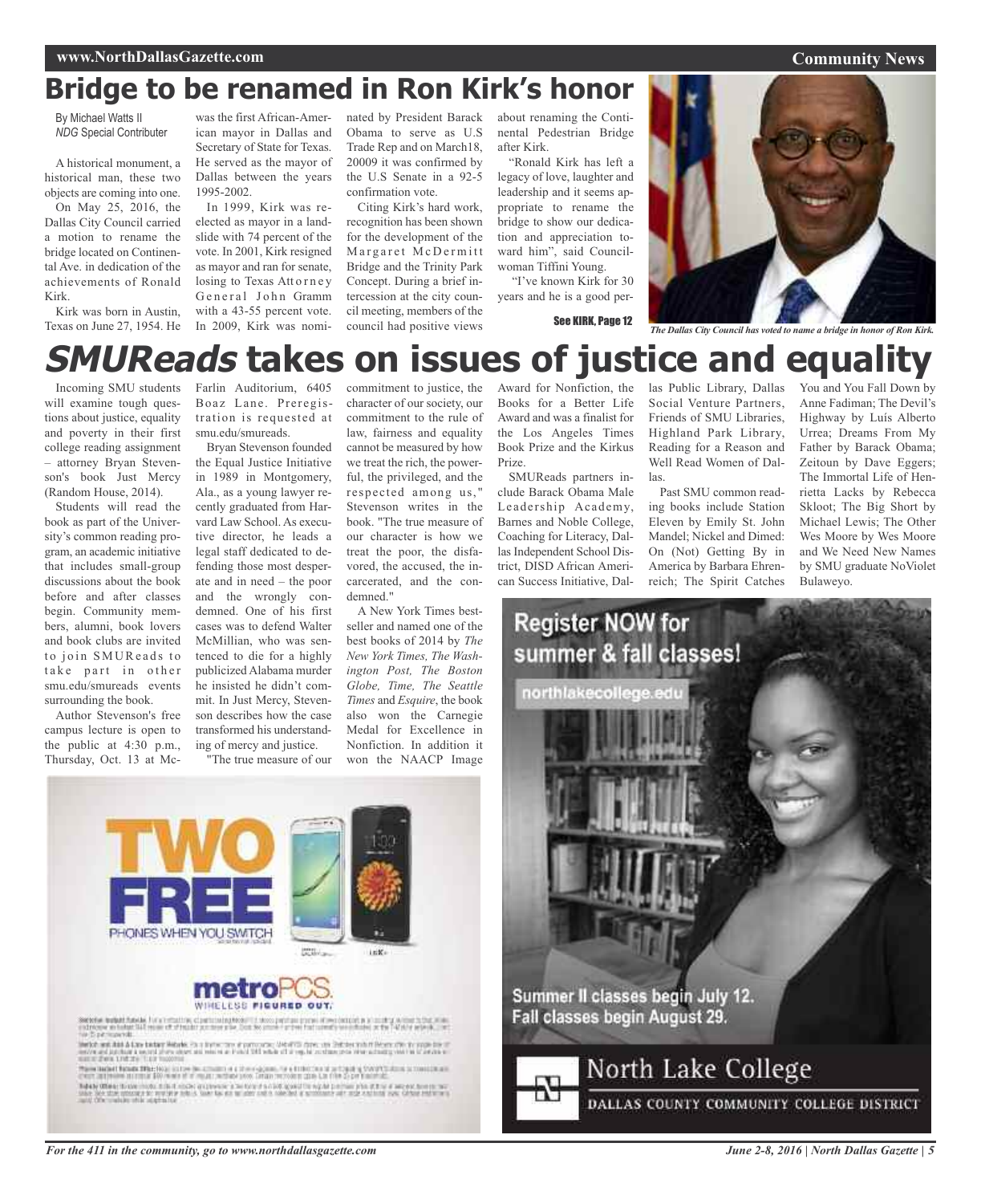# Bridge to be renamed in Ron Kirk's honor

By Michael Watts II
*NDG* Special Contributer

A historical monument, a historical man, these two objects are coming into one.

On May 25, 2016, the Dallas City Council carried a motion to rename the bridge located on Continental Ave. in dedication of the achievements of Ronald Kirk.

Kirk was born in Austin, Texas on June 27, 1954. He was the first African-American mayor in Dallas and Secretary of State for Texas. He served as the mayor of Dallas between the years 1995-2002.

In 1999, Kirk was reelected as mayor in a landslide with 74 percent of the vote. In 2001, Kirk resigned as mayor and ran for senate, losing to Texas Attorney General John Gramm with a 43-55 percent vote. In 2009, Kirk was nominated by President Barack Obama to serve as U.S Trade Rep and on March18, 20009 it was confirmed by the U.S Senate in a 92-5 confirmation vote.

Citing Kirk's hard work, recognition has been shown for the development of the Margaret McDermitt Bridge and the Trinity Park Concept. During a brief intercession at the city council meeting, members of the council had positive views about renaming the Continental Pedestrian Bridge after Kirk.

"Ronald Kirk has left a legacy of love, laughter and leadership and it seems appropriate to rename the bridge to show our dedication and appreciation toward him", said Councilwoman Tiffini Young.

"I've known Kirk for 30 years and he is a good per-

See KIRK, Page 12

*The Dallas City Council has voted to name a bridge in honor of Ron Kirk.*

# *SMUReads* takes on issues of justice and equality

Incoming SMU students will examine tough questions about justice, equality and poverty in their first college reading assignment – attorney Bryan Stevenson's book Just Mercy (Random House, 2014).

Students will read the book as part of the University's common reading program, an academic initiative that includes small-group discussions about the book before and after classes begin. Community members, alumni, book lovers and book clubs are invited to join SMUReads to take part in other smu.edu/smureads events surrounding the book.

Author Stevenson's free campus lecture is open to the public at 4:30 p.m., Thursday, Oct. 13 at McFarlin Auditorium, 6405 Boaz Lane. Preregistration is requested at smu.edu/smureads.

Bryan Stevenson founded the Equal Justice Initiative in 1989 in Montgomery, Ala., as a young lawyer recently graduated from Harvard Law School. As executive director, he leads a legal staff dedicated to defending those most desperate and in need – the poor and the wrongly condemned. One of his first cases was to defend Walter McMillian, who was sentenced to die for a highly publicized Alabama murder he insisted he didn't commit. In Just Mercy, Stevenson describes how the case transformed his understanding of mercy and justice.

"The true measure of our commitment to justice, the character of our society, our commitment to the rule of law, fairness and equality cannot be measured by how we treat the rich, the powerful, the privileged, and the respected among us," Stevenson writes in the book. "The true measure of our character is how we treat the poor, the disfavored, the accused, the incarcerated, and the condemned."

A New York Times bestseller and named one of the best books of 2014 by *The New York Times, The Washington Post, The Boston Globe, Time, The Seattle Times* and *Esquire*, the book also won the Carnegie Medal for Excellence in Nonfiction. In addition it won the NAACP Image Award for Nonfiction, the Books for a Better Life Award and was a finalist for the Los Angeles Times Book Prize and the Kirkus Prize.

SMUReads partners include Barack Obama Male Leadership Academy, Barnes and Noble College, Coaching for Literacy, Dallas Independent School District, DISD African American Success Initiative, Dallas Public Library, Dallas Social Venture Partners, Friends of SMU Libraries, Highland Park Library, Reading for a Reason and Well Read Women of Dallas.

Past SMU common reading books include Station Eleven by Emily St. John Mandel; Nickel and Dimed: On (Not) Getting By in America by Barbara Ehrenreich; The Spirit Catches You and You Fall Down by Anne Fadiman; The Devil's Highway by Luís Alberto Urrea; Dreams From My Father by Barack Obama; Zeitoun by Dave Eggers; The Immortal Life of Henrietta Lacks by Rebecca Skloot; The Big Short by Michael Lewis; The Other Wes Moore by Wes Moore and We Need New Names by SMU graduate NoViolet Bulawayo.

TWO FREE PHONES WHEN YOU SWITCH

metroPCS. WIRELESS FIGURED OUT.

Register NOW for summer & fall classes!

northlakecollege.edu

Summer II classes begin July 12.
Fall classes begin August 29.

North Lake College
DALLAS COUNTY COMMUNITY COLLEGE DISTRICT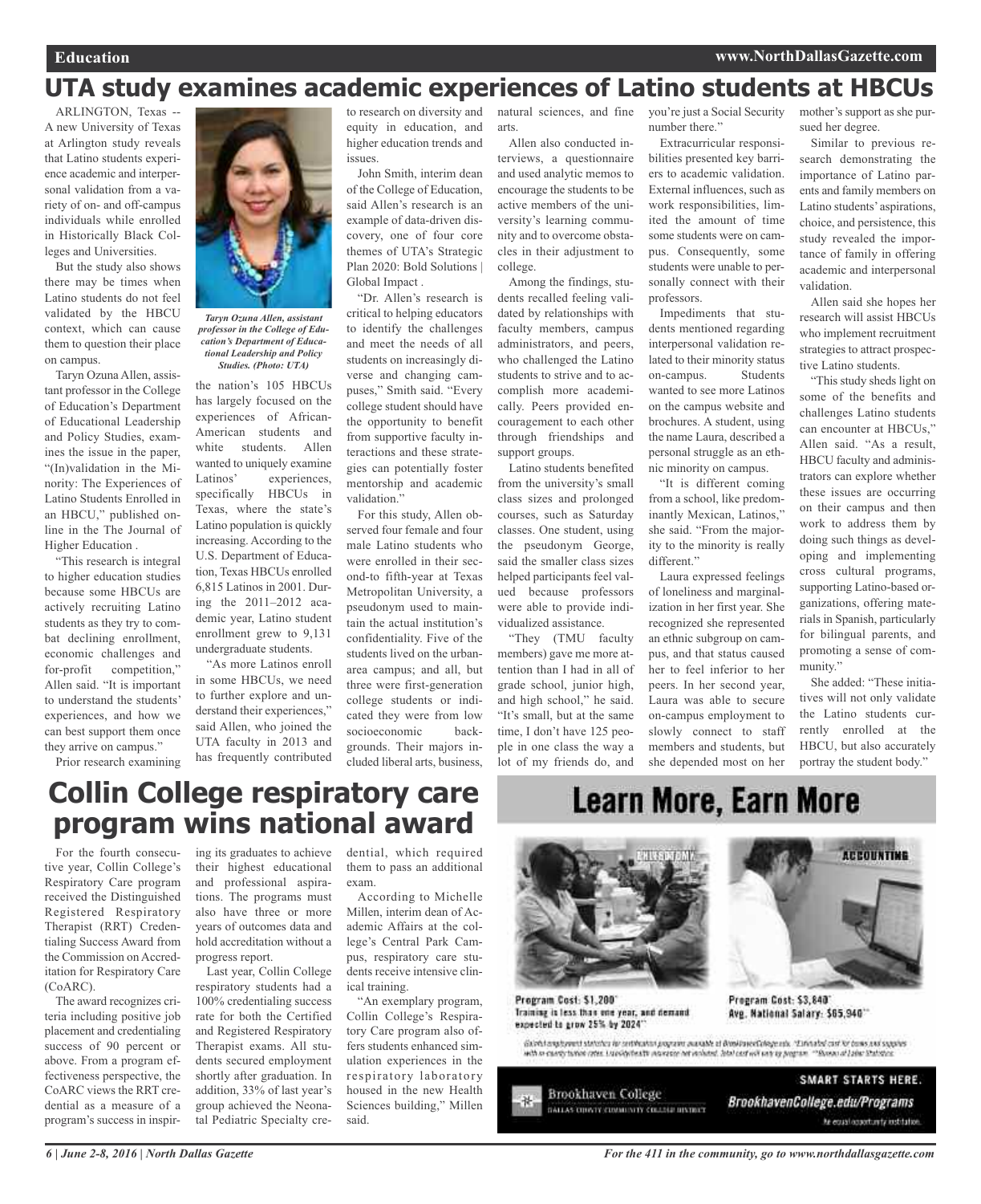# UTA study examines academic experiences of Latino students at HBCUs

ARLINGTON, Texas -- A new University of Texas at Arlington study reveals that Latino students experience academic and interpersonal validation from a variety of on- and off-campus individuals while enrolled in Historically Black Colleges and Universities.

But the study also shows there may be times when Latino students do not feel validated by the HBCU context, which can cause them to question their place on campus.

*Taryn Ozuna Allen, assistant professor in the College of Education's Department of Educational Leadership and Policy Studies. (Photo: UTA)*

Taryn Ozuna Allen, assistant professor in the College of Education's Department of Educational Leadership and Policy Studies, examines the issue in the paper, "(In)validation in the Minority: The Experiences of Latino Students Enrolled in an HBCU," published online in the The Journal of Higher Education .

"This research is integral to higher education studies because some HBCUs are actively recruiting Latino students as they try to combat declining enrollment, economic challenges and for-profit competition," Allen said. "It is important to understand the students' experiences, and how we can best support them once they arrive on campus."

Prior research examining the nation's 105 HBCUs has largely focused on the experiences of African-American students and white students. Allen wanted to uniquely examine Latinos' experiences, specifically HBCUs in Texas, where the state's Latino population is quickly increasing. According to the U.S. Department of Education, Texas HBCUs enrolled 6,815 Latinos in 2001. During the 2011–2012 academic year, Latino student enrollment grew to 9,131 undergraduate students.

"As more Latinos enroll in some HBCUs, we need to further explore and understand their experiences," said Allen, who joined the UTA faculty in 2013 and has frequently contributed to research on diversity and equity in education, and higher education trends and issues.

John Smith, interim dean of the College of Education, said Allen's research is an example of data-driven discovery, one of four core themes of UTA's Strategic Plan 2020: Bold Solutions | Global Impact .

"Dr. Allen's research is critical to helping educators to identify the challenges and meet the needs of all students on increasingly diverse and changing campuses," Smith said. "Every college student should have the opportunity to benefit from supportive faculty interactions and these strategies can potentially foster mentorship and academic validation."

For this study, Allen observed four female and four male Latino students who were enrolled in their second-to fifth-year at Texas Metropolitan University, a pseudonym used to maintain the actual institution's confidentiality. Five of the students lived on the urban-area campus; and all, but three were first-generation college students or indicated they were from low socioeconomic backgrounds. Their majors included liberal arts, business, natural sciences, and fine arts.

Allen also conducted interviews, a questionnaire and used analytic memos to encourage the students to be active members of the university's learning community and to overcome obstacles in their adjustment to college.

Among the findings, students recalled feeling validated by relationships with faculty members, campus administrators, and peers, who challenged the Latino students to strive and to accomplish more academically. Peers provided encouragement to each other through friendships and support groups.

Latino students benefited from the university's small class sizes and prolonged courses, such as Saturday classes. One student, using the pseudonym George, said the smaller class sizes helped participants feel valued because professors were able to provide individualized assistance.

"They (TMU faculty members) gave me more attention than I had in all of grade school, junior high, and high school," he said. "It's small, but at the same time, I don't have 125 people in one class the way a lot of my friends do, and you're just a Social Security number there."

Extracurricular responsibilities presented key barriers to academic validation. External influences, such as work responsibilities, limited the amount of time some students were on campus. Consequently, some students were unable to personally connect with their professors.

Impediments that students mentioned regarding interpersonal validation related to their minority status on-campus. Students wanted to see more Latinos on the campus website and brochures. A student, using the name Laura, described a personal struggle as an ethnic minority on campus.

"It is different coming from a school, like predominantly Mexican, Latinos," she said. "From the majority to the minority is really different."

Laura expressed feelings of loneliness and marginalization in her first year. She recognized she represented an ethnic subgroup on campus, and that status caused her to feel inferior to her peers. In her second year, Laura was able to secure on-campus employment to slowly connect to staff members and students, but she depended most on her mother's support as she pursued her degree.

Similar to previous research demonstrating the importance of Latino parents and family members on Latino students' aspirations, choice, and persistence, this study revealed the importance of family in offering academic and interpersonal validation.

Allen said she hopes her research will assist HBCUs who implement recruitment strategies to attract prospective Latino students.

"This study sheds light on some of the benefits and challenges Latino students can encounter at HBCUs," Allen said. "As a result, HBCU faculty and administrators can explore whether these issues are occurring on their campus and then work to address them by doing such things as developing and implementing cross cultural programs, supporting Latino-based organizations, offering materials in Spanish, particularly for bilingual parents, and promoting a sense of community."

She added: "These initiatives will not only validate the Latino students currently enrolled at the HBCU, but also accurately portray the student body."

# Collin College respiratory care program wins national award

For the fourth consecutive year, Collin College's Respiratory Care program received the Distinguished Registered Respiratory Therapist (RRT) Credentialing Success Award from the Commission on Accreditation for Respiratory Care (CoARC).

The award recognizes criteria including positive job placement and credentialing success of 90 percent or above. From a program effectiveness perspective, the CoARC views the RRT credential as a measure of a program's success in inspiring its graduates to achieve their highest educational and professional aspirations. The programs must also have three or more years of outcomes data and hold accreditation without a progress report.

Last year, Collin College respiratory students had a 100% credentialing success rate for both the Certified and Registered Respiratory Therapist exams. All students secured employment shortly after graduation. In addition, 33% of last year's group achieved the Neonatal Pediatric Specialty credential, which required them to pass an additional exam.

According to Michelle Millen, interim dean of Academic Affairs at the college's Central Park Campus, respiratory care students receive intensive clinical training.

"An exemplary program, Collin College's Respiratory Care program also offers students enhanced simulation experiences in the respiratory laboratory housed in the new Health Sciences building," Millen said.

# Learn More, Earn More

PHLEBOTOMY

Program Cost: $1,200*
Training is less than one year, and demand expected to grow 25% by 2024**

ACCOUNTING

Program Cost: $3,840*
Avg. National Salary: $65,940**

Brookhaven College
DALLAS COUNTY COMMUNITY COLLEGE DISTRICT

SMART STARTS HERE.
BrookhavenCollege.edu/Programs
An equal opportunity institution.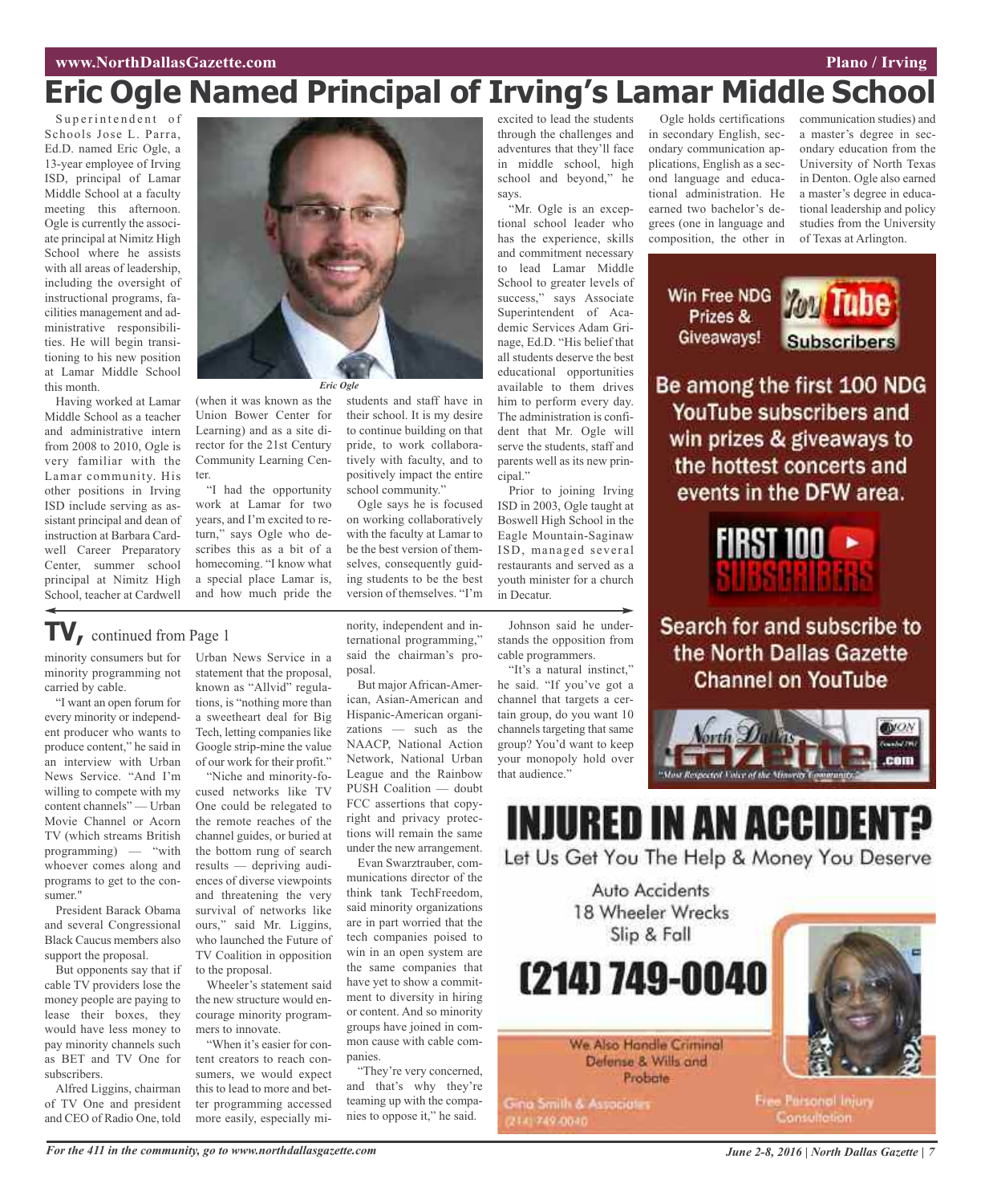# Eric Ogle Named Principal of Irving's Lamar Middle School

Superintendent of Schools Jose L. Parra, Ed.D. named Eric Ogle, a 13-year employee of Irving ISD, principal of Lamar Middle School at a faculty meeting this afternoon. Ogle is currently the associate principal at Nimitz High School where he assists with all areas of leadership, including the oversight of instructional programs, facilities management and administrative responsibilities. He will begin transitioning to his new position at Lamar Middle School this month.

*Eric Ogle*

Having worked at Lamar Middle School as a teacher and administrative intern from 2008 to 2010, Ogle is very familiar with the Lamar community. His other positions in Irving ISD include serving as assistant principal and dean of instruction at Barbara Cardwell Career Preparatory Center, summer school principal at Nimitz High School, teacher at Cardwell (when it was known as the Union Bower Center for Learning) and as a site director for the 21st Century Community Learning Center.

"I had the opportunity work at Lamar for two years, and I'm excited to return," says Ogle who describes this as a bit of a homecoming. "I know what a special place Lamar is, and how much pride the students and staff have in their school. It is my desire to continue building on that pride, to work collaboratively with faculty, and to positively impact the entire school community."

Ogle says he is focused on working collaboratively with the faculty at Lamar to be the best version of themselves, consequently guiding students to be the best version of themselves. "I'm excited to lead the students through the challenges and adventures that they'll face in middle school, high school and beyond," he says.

"Mr. Ogle is an exceptional school leader who has the experience, skills and commitment necessary to lead Lamar Middle School to greater levels of success," says Associate Superintendent of Academic Services Adam Grinage, Ed.D. "His belief that all students deserve the best educational opportunities available to them drives him to perform every day. The administration is confident that Mr. Ogle will serve the students, staff and parents well as its new principal."

Prior to joining Irving ISD in 2003, Ogle taught at Boswell High School in the Eagle Mountain-Saginaw ISD, managed several restaurants and served as a youth minister for a church in Decatur.

Ogle holds certifications in secondary English, secondary communication applications, English as a second language and educational administration. He earned two bachelor's degrees (one in language and composition, the other in communication studies) and a master's degree in secondary education from the University of North Texas in Denton. Ogle also earned a master's degree in educational leadership and policy studies from the University of Texas at Arlington.

## TV, continued from Page 1

minority consumers but for minority programming not carried by cable.

"I want an open forum for every minority or independent producer who wants to produce content," he said in an interview with Urban News Service. "And I'm willing to compete with my content channels" — Urban Movie Channel or Acorn TV (which streams British programming) — "with whoever comes along and programs to get to the consumer."

President Barack Obama and several Congressional Black Caucus members also support the proposal.

But opponents say that if cable TV providers lose the money people are paying to lease their boxes, they would have less money to pay minority channels such as BET and TV One for subscribers.

Alfred Liggins, chairman of TV One and president and CEO of Radio One, told Urban News Service in a statement that the proposal, known as "Allvid" regulations, is "nothing more than a sweetheart deal for Big Tech, letting companies like Google strip-mine the value of our work for their profit."

"Niche and minority-focused networks like TV One could be relegated to the remote reaches of the channel guides, or buried at the bottom rung of search results — depriving audiences of diverse viewpoints and threatening the very survival of networks like ours," said Mr. Liggins, who launched the Future of TV Coalition in opposition to the proposal.

Wheeler's statement said the new structure would encourage minority programmers to innovate.

"When it's easier for content creators to reach consumers, we would expect this to lead to more and better programming accessed more easily, especially minority, independent and international programming," said the chairman's proposal.

But major African-American, Asian-American and Hispanic-American organizations — such as the NAACP, National Action Network, National Urban League and the Rainbow PUSH Coalition — doubt FCC assertions that copyright and privacy protections will remain the same under the new arrangement.

Evan Swarztrauber, communications director of the think tank TechFreedom, said minority organizations are in part worried that the tech companies poised to win in an open system are the same companies that have yet to show a commitment to diversity in hiring or content. And so minority groups have joined in common cause with cable companies.

"They're very concerned, and that's why they're teaming up with the companies to oppose it," he said.

Johnson said he understands the opposition from cable programmers.

"It's a natural instinct," he said. "If you've got a channel that targets a certain group, do you want 10 channels targeting that same group? You'd want to keep your monopoly hold over that audience."

Win Free NDG Prizes & Giveaways! YouTube Subscribers

Be among the first 100 NDG YouTube subscribers and win prizes & giveaways to the hottest concerts and events in the DFW area.

FIRST 100 SUBSCRIBERS

Search for and subscribe to the North Dallas Gazette Channel on YouTube

INJURED IN AN ACCIDENT?

Let Us Get You The Help & Money You Deserve

Auto Accidents
18 Wheeler Wrecks
Slip & Fall

(214) 749-0040

We Also Handle Criminal Defense & Wills and Probate

Gina Smith & Associates (214) 749-0040

Free Personal Injury Consultation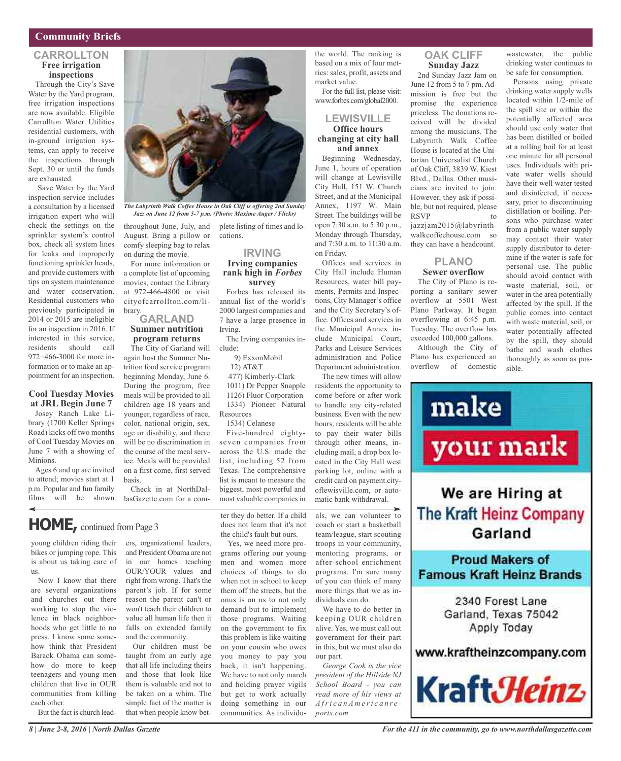## Community Briefs

### CARROLLTON

#### Free irrigation inspections

Through the City's Save Water by the Yard program, free irrigation inspections are now available. Eligible Carrollton Water Utilities residential customers, with in-ground irrigation systems, can apply to receive the inspections through Sept. 30 or until the funds are exhausted.

Save Water by the Yard inspection service includes a consultation by a licensed irrigation expert who will check the settings on the sprinkler system's control box, check all system lines for leaks and improperly functioning sprinkler heads, and provide customers with tips on system maintenance and water conservation. Residential customers who previously participated in 2014 or 2015 are ineligible for an inspection in 2016. If interested in this service, residents should call 972−466-3000 for more information or to make an appointment for an inspection.

#### Cool Tuesday Movies at JRL Begin June 7

Josey Ranch Lake Library (1700 Keller Springs Road) kicks off two months of Cool Tuesday Movies on June 7 with a showing of Minions.

Ages 6 and up are invited to attend; movies start at 1 p.m. Popular and fun family films will be shown throughout June, July, and August. Bring a pillow or comfy sleeping bag to relax on during the movie.

For more information or a complete list of upcoming movies, contact the Library at 972-466-4800 or visit cityofcarrollton.com/library.

*The Labyrinth Walk Coffee House in Oak Cliff is offering 2nd Sunday Jazz on June 12 from 5-7 p.m. (Photo: Maxime Auger / Flickr)*

### GARLAND

#### Summer nutrition program returns

The City of Garland will again host the Summer Nutrition food service program beginning Monday, June 6. During the program, free meals will be provided to all children age 18 years and younger, regardless of race, color, national origin, sex, age or disability, and there will be no discrimination in the course of the meal service. Meals will be provided on a first come, first served basis.

Check in at NorthDallasGazette.com for a complete listing of times and locations.

### IRVING

#### Irving companies rank high in *Forbes* survey

Forbes has released its annual list of the world's 2000 largest companies and 7 have a large presence in Irving.

The Irving companies include:

9) ExxonMobil
12) AT&T
477) Kimberly-Clark
1011) Dr Pepper Snapple
1126) Fluor Corporation
1334) Pioneer Natural Resources
1534) Celanese

Five-hundred eighty-seven companies from across the U.S. made the list, including 52 from Texas. The comprehensive list is meant to measure the biggest, most powerful and most valuable companies in the world. The ranking is based on a mix of four metrics: sales, profit, assets and market value.

For the full list, please visit: www.forbes.com/global2000.

### LEWISVILLE

#### Office hours changing at city hall and annex

Beginning Wednesday, June 1, hours of operation will change at Lewisville City Hall, 151 W. Church Street, and at the Municipal Annex, 1197 W. Main Street. The buildings will be open 7:30 a.m. to 5:30 p.m., Monday through Thursday, and 7:30 a.m. to 11:30 a.m. on Friday.

Offices and services in City Hall include Human Resources, water bill payments, Permits and Inspections, City Manager's office and the City Secretary's office. Offices and services in the Municipal Annex include Municipal Court, Parks and Leisure Services administration and Police Department administration.

The new times will allow residents the opportunity to come before or after work to handle any city-related business. Even with the new hours, residents will be able to pay their water bills through other means, including mail, a drop box located in the City Hall west parking lot, online with a credit card on payment.cityoflewisville.com, or automatic bank withdrawal.

### OAK CLIFF

#### Sunday Jazz

2nd Sunday Jazz Jam on June 12 from 5 to 7 pm. Admission is free but the promise the experience priceless. The donations received will be divided among the musicians. The Labyrinth Walk Coffee House is located at the Unitarian Universalist Church of Oak Cliff, 3839 W. Kiest Blvd., Dallas. Other musicians are invited to join. However, they ask if possible, but not required, please RSVP to jazzjam2015@labyrinthwalkcoffeehouse.com so they can have a headcount.

### PLANO

#### Sewer overflow

The City of Plano is reporting a sanitary sewer overflow at 5501 West Plano Parkway. It began overflowing at 6:45 p.m. Tuesday. The overflow has exceeded 100,000 gallons.

Although the City of Plano has experienced an overflow of domestic wastewater, the public drinking water continues to be safe for consumption.

Persons using private drinking water supply wells located within 1/2-mile of the spill site or within the potentially affected area should use only water that has been distilled or boiled at a rolling boil for at least one minute for all personal uses. Individuals with private water wells should have their well water tested and disinfected, if necessary, prior to discontinuing distillation or boiling. Persons who purchase water from a public water supply may contact their water supply distributor to determine if the water is safe for personal use. The public should avoid contact with waste material, soil, or water in the area potentially affected by the spill. If the public comes into contact with waste material, soil, or water potentially affected by the spill, they should bathe and wash clothes thoroughly as soon as possible.

make your mark

We are Hiring at The Kraft Heinz Company Garland

Proud Makers of Famous Kraft Heinz Brands

2340 Forest Lane
Garland, Texas 75042
Apply Today

www.kraftheinzcompany.com

Kraft Heinz

## HOME, continued from Page 3

young children riding their bikes or jumping rope. This is about us taking care of us.

Now I know that there are several organizations and churches out there working to stop the violence in black neighborhoods who get little to no press. I know some somehow think that President Barack Obama can somehow do more to keep teenagers and young men children that live in OUR communities from killing each other.

But the fact is church leaders, organizational leaders, and President Obama are not in our homes teaching OUR/YOUR values and right from wrong. That's the parent's job. If for some reason the parent can't or won't teach their children to value all human life then it falls on extended family and the community.

Our children must be taught from an early age that all life including theirs and those that look like them is valuable and not to be taken on a whim. The simple fact of the matter is that when people know better they do better. If a child does not learn that it's not the child's fault but ours.

Yes, we need more programs offering our young men and women more choices of things to do when not in school to keep them off the streets, but the onus is on us to not only demand but to implement those programs. Waiting on the government to fix this problem is like waiting on your cousin who owes you money to pay you back, it isn't happening. We have to not only march and holding prayer vigils but get to work actually doing something in our communities. As individuals, we can volunteer to coach or start a basketball team/league, start scouting troops in your community, mentoring programs, or after-school enrichment programs. I'm sure many of you can think of many more things that we as individuals can do.

We have to do better in keeping OUR children alive. Yes, we must call out government for their part in this, but we must also do our part.

*George Cook is the vice president of the Hillside NJ School Board - you can read more of his views at AfricanAmericanreports.com.*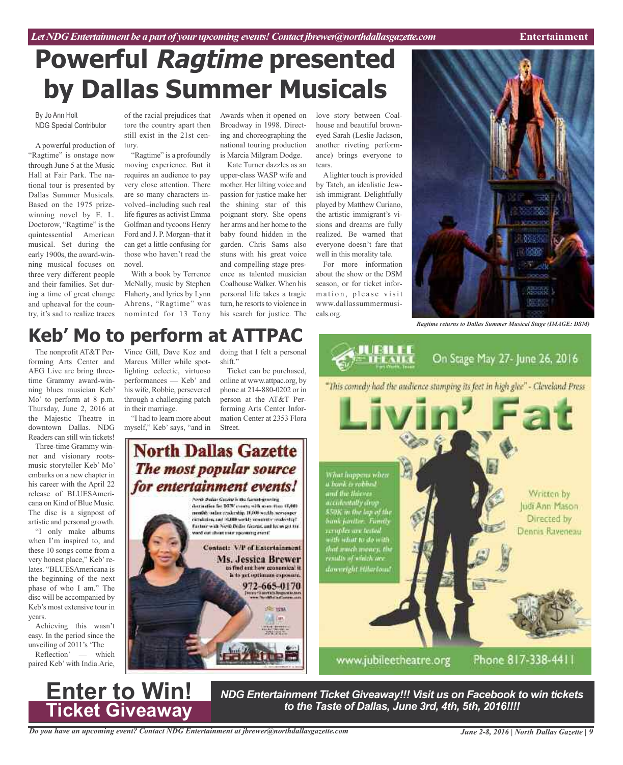# Powerful *Ragtime* presented by Dallas Summer Musicals

By Jo Ann Holt
NDG Special Contributor

A powerful production of "Ragtime" is onstage now through June 5 at the Music Hall at Fair Park. The national tour is presented by Dallas Summer Musicals. Based on the 1975 prize-winning novel by E. L. Doctorow, "Ragtime" is the quintessential American musical. Set during the early 1900s, the award-winning musical focuses on three very different people and their families. Set during a time of great change and upheaval for the country, it's sad to realize traces of the racial prejudices that tore the country apart then still exist in the 21st century.

"Ragtime" is a profoundly moving experience. But it requires an audience to pay very close attention. There are so many characters involved–including such real life figures as activist Emma Golfman and tycoons Henry Ford and J. P. Morgan–that it can get a little confusing for those who haven't read the novel.

With a book by Terrence McNally, music by Stephen Flaherty, and lyrics by Lynn Ahrens, "Ragtime" was nomintеd for 13 Tony Awards when it opened on Broadway in 1998. Directing and choreographing the national touring production is Marcia Milgram Dodge.

Kate Turner dazzles as an upper-class WASP wife and mother. Her lilting voice and passion for justice make her the shining star of this poignant story. She opens her arms and her home to the baby found hidden in the garden. Chris Sams also stuns with his great voice and compelling stage presence as talented musician Coalhouse Walker. When his personal life takes a tragic turn, he resorts to violence in his search for justice. The love story between Coalhouse and beautiful brown-eyed Sarah (Leslie Jackson, another riveting performance) brings everyone to tears.

A lighter touch is provided by Tatch, an idealistic Jewish immigrant. Delightfully played by Matthew Curiano, the artistic immigrant's visions and dreams are fully realized. Be warned that everyone doesn't fare that well in this morality tale.

For more information about the show or the DSM season, or for ticket information, please visit www.dallassummermusicals.org.

*Ragtime returns to Dallas Summer Musical Stage (IMAGE: DSM)*

# Keb' Mo to perform at ATTPAC

The nonprofit AT&T Performing Arts Center and AEG Live are bring three-time Grammy award-winning blues musician Keb' Mo' to perform at 8 p.m. Thursday, June 2, 2016 at the Majestic Theatre in downtown Dallas. NDG Readers can still win tickets!

Three-time Grammy winner and visionary roots-music storyteller Keb' Mo' embarks on a new chapter in his career with the April 22 release of BLUESAmericana on Kind of Blue Music. The disc is a signpost of artistic and personal growth.

"I only make albums when I'm inspired to, and these 10 songs come from a very honest place," Keb' relates. "BLUESAmericana is the beginning of the next phase of who I am." The disc will be accompanied by Keb's most extensive tour in years.

Achieving this wasn't easy. In the period since the unveiling of 2011's 'The Reflection' — which paired Keb' with India.Arie, Vince Gill, Dave Koz and Marcus Miller while spotlighting eclectic, virtuoso performances — Keb' and his wife, Robbie, persevered through a challenging patch in their marriage.

"I had to learn more about myself," Keb' says, "and in doing that I felt a personal shift."

Ticket can be purchased, online at www.attpac.org, by phone at 214-880-0202 or in person at the AT&T Performing Arts Center Information Center at 2353 Flora Street.

**North Dallas Gazette**
***The most popular source for entertainment events!***

North Dallas Gazette is the fastest-growing destination for DFW events with more than 45,000 monthly online readership, 10,000 weekly newspaper circulation, and 10,000 weekly newsletter readership! Partner with North Dallas Gazette and let us get the word out about your upcoming event!

Contact: VP of Entertainment
**Ms. Jessica Brewer**
to find out how economical it is to get optimum exposure.
**972-665-0170**

**JUBILEE THEATRE** Fort Worth, Texas
On Stage May 27- June 26, 2016

"This comedy had the audience stamping its feet in high glee" - Cleveland Press

# Livin' Fat

What happens when a bank is robbed and the thieves accidentally drop $50K in the lap of the bank janitor. Family scruples are tested with what to do with that much money, the results of which are downright Hilarious!

Written by Judi Ann Mason
Directed by Dennis Raveneau

www.jubileetheatre.org Phone 817-338-4411

**Enter to Win!**
**Ticket Giveaway**

***NDG Entertainment Ticket Giveaway!!! Visit us on Facebook to win tickets to the Taste of Dallas, June 3rd, 4th, 5th, 2016!!!!***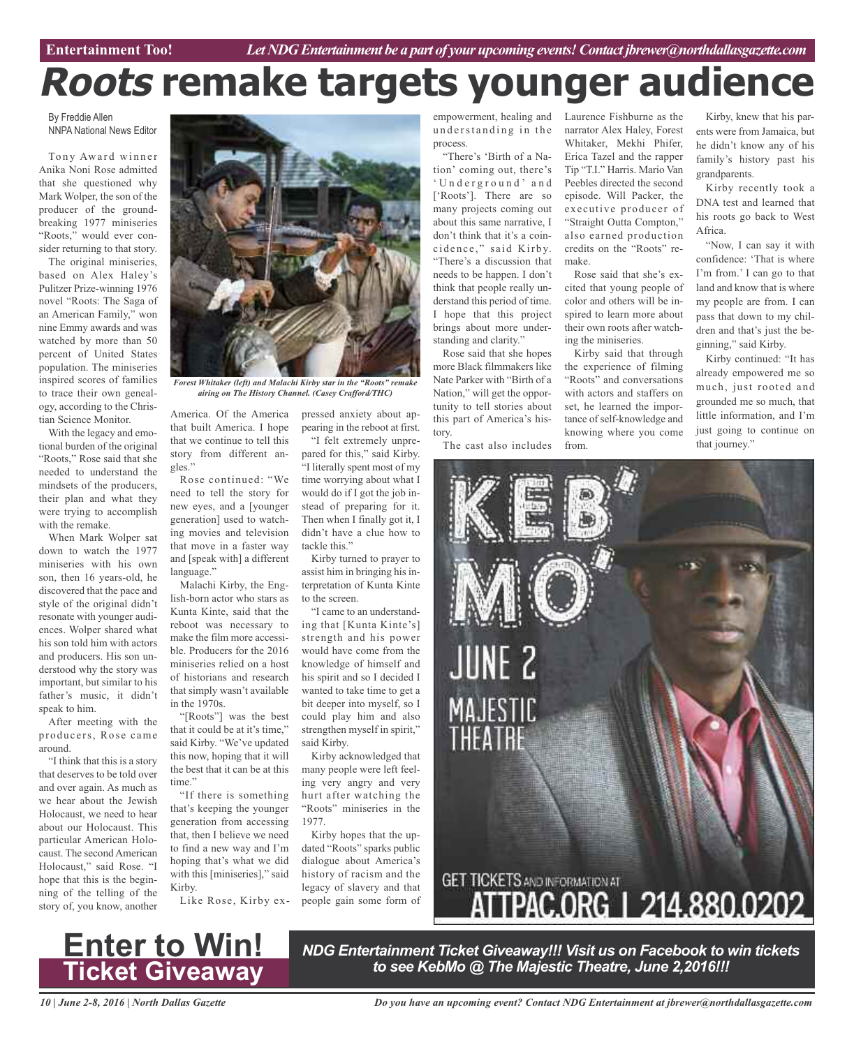# *Roots* remake targets younger audience

By Freddie Allen
NNPA National News Editor

Tony Award winner Anika Noni Rose admitted that she questioned why Mark Wolper, the son of the producer of the groundbreaking 1977 miniseries "Roots," would ever consider returning to that story.

The original miniseries, based on Alex Haley's Pulitzer Prize-winning 1976 novel "Roots: The Saga of an American Family," won nine Emmy awards and was watched by more than 50 percent of United States population. The miniseries inspired scores of families to trace their own genealogy, according to the Christian Science Monitor.

With the legacy and emotional burden of the original "Roots," Rose said that she needed to understand the mindsets of the producers, their plan and what they were trying to accomplish with the remake.

When Mark Wolper sat down to watch the 1977 miniseries with his own son, then 16 years-old, he discovered that the pace and style of the original didn't resonate with younger audiences. Wolper shared what his son told him with actors and producers. His son understood why the story was important, but similar to his father's music, it didn't speak to him.

After meeting with the producers, Rose came around.

"I think that this is a story that deserves to be told over and over again. As much as we hear about the Jewish Holocaust, we need to hear about our Holocaust. This particular American Holocaust. The second American Holocaust," said Rose. "I hope that this is the beginning of the telling of the story of, you know, another America. Of the America that built America. I hope that we continue to tell this story from different angles."

*Forest Whitaker (left) and Malachi Kirby star in the "Roots" remake airing on The History Channel. (Casey Crafford/THC)*

Rose continued: "We need to tell the story for new eyes, and a [younger generation] used to watching movies and television that move in a faster way and [speak with] a different language."

Malachi Kirby, the English-born actor who stars as Kunta Kinte, said that the reboot was necessary to make the film more accessible. Producers for the 2016 miniseries relied on a host of historians and research that simply wasn't available in the 1970s.

"[Roots"] was the best that it could be at it's time," said Kirby. "We've updated this now, hoping that it will the best that it can be at this time."

"If there is something that's keeping the younger generation from accessing that, then I believe we need to find a new way and I'm hoping that's what we did with this [miniseries]," said Kirby.

Like Rose, Kirby expressed anxiety about appearing in the reboot at first.

"I felt extremely unprepared for this," said Kirby. "I literally spent most of my time worrying about what I would do if I got the job instead of preparing for it. Then when I finally got it, I didn't have a clue how to tackle this."

Kirby turned to prayer to assist him in bringing his interpretation of Kunta Kinte to the screen.

"I came to an understanding that [Kunta Kinte's] strength and his power would have come from the knowledge of himself and his spirit and so I decided I wanted to take time to get a bit deeper into myself, so I could play him and also strengthen myself in spirit," said Kirby.

Kirby acknowledged that many people were left feeling very angry and very hurt after watching the "Roots" miniseries in the 1977.

Kirby hopes that the updated "Roots" sparks public dialogue about America's history of racism and the legacy of slavery and that people gain some form of empowerment, healing and understanding in the process.

"There's 'Birth of a Nation' coming out, there's 'Underground' and ['Roots']. There are so many projects coming out about this same narrative, I don't think that it's a coincidence," said Kirby. "There's a discussion that needs to be happen. I don't think that people really understand this period of time. I hope that this project brings about more understanding and clarity."

Rose said that she hopes more Black filmmakers like Nate Parker with "Birth of a Nation," will get the opportunity to tell stories about this part of America's history.

The cast also includes Laurence Fishburne as the narrator Alex Haley, Forest Whitaker, Mekhi Phifer, Erica Tazel and the rapper Tip "T.I." Harris. Mario Van Peebles directed the second episode. Will Packer, the executive producer of "Straight Outta Compton," also earned production credits on the "Roots" remake.

Rose said that she's excited that young people of color and others will be inspired to learn more about their own roots after watching the miniseries.

Kirby said that through the experience of filming "Roots" and conversations with actors and staffers on set, he learned the importance of self-knowledge and knowing where you come from.

Kirby, knew that his parents were from Jamaica, but he didn't know any of his family's history past his grandparents.

Kirby recently took a DNA test and learned that his roots go back to West Africa.

"Now, I can say it with confidence: 'That is where I'm from.' I can go to that land and know that is where my people are from. I can pass that down to my children and that's just the beginning," said Kirby.

Kirby continued: "It has already empowered me so much, just rooted and grounded me so much, that little information, and I'm just going to continue on that journey."

KEB' MO'

JUNE 2

MAJESTIC THEATRE

GET TICKETS AND INFORMATION AT ATTPAC.ORG | 214.880.0202

**Enter to Win! Ticket Giveaway**

***NDG Entertainment Ticket Giveaway!!! Visit us on Facebook to win tickets to see KebMo @ The Majestic Theatre, June 2,2016!!!***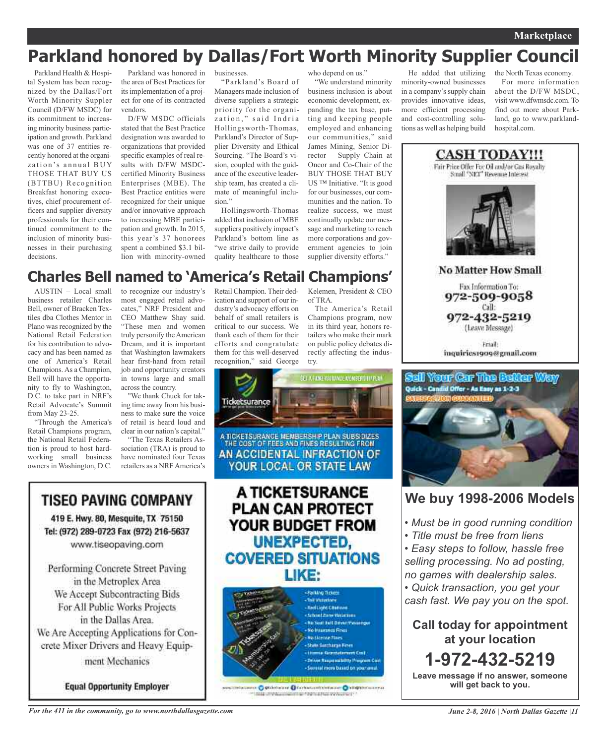# Parkland honored by Dallas/Fort Worth Minority Supplier Council

Parkland Health & Hospital System has been recognized by the Dallas/Fort Worth Minority Suppler Council (D/FW MSDC) for its commitment to increasing minority business participation and growth. Parkland was one of 37 entities recently honored at the organization's annual BUY THOSE THAT BUY US (BTTBU) Recognition Breakfast honoring executives, chief procurement officers and supplier diversity professionals for their continued commitment to the inclusion of minority businesses in their purchasing decisions.

Parkland was honored in the area of Best Practices for its implementation of a project for one of its contracted vendors.

D/FW MSDC officials stated that the Best Practice designation was awarded to organizations that provided specific examples of real results with D/FW MSDC-certified Minority Business Enterprises (MBE). The Best Practice entities were recognized for their unique and/or innovative approach to increasing MBE participation and growth. In 2015, this year's 37 honorees spent a combined $3.1 billion with minority-owned businesses.

"Parkland's Board of Managers made inclusion of diverse suppliers a strategic priority for the organization," said Indria Hollingsworth-Thomas, Parkland's Director of Supplier Diversity and Ethical Sourcing. "The Board's vision, coupled with the guidance of the executive leadership team, has created a climate of meaningful inclusion."

Hollingsworth-Thomas added that inclusion of MBE suppliers positively impact's Parkland's bottom line as "we strive daily to provide quality healthcare to those who depend on us."

"We understand minority business inclusion is about economic development, expanding the tax base, putting and keeping people employed and enhancing our communities," said James Mining, Senior Director – Supply Chain at Oncor and Co-Chair of the BUY THOSE THAT BUY US ™ Initiative. "It is good for our businesses, our communities and the nation. To realize success, we must continually update our message and marketing to reach more corporations and government agencies to join supplier diversity efforts."

He added that utilizing minority-owned businesses in a company's supply chain provides innovative ideas, more efficient processing and cost-controlling solutions as well as helping build the North Texas economy.

For more information about the D/FW MSDC, visit www.dfwmsdc.com. To find out more about Parkland, go to www.parklandhospital.com.

# Charles Bell named to 'America's Retail Champions'

AUSTIN – Local small business retailer Charles Bell, owner of Bracken Textiles dba Clothes Mentor in Plano was recognized by the National Retail Federation for his contribution to advocacy and has been named as one of America's Retail Champions. As a Champion, Bell will have the opportunity to fly to Washington, D.C. to take part in NRF's Retail Advocate's Summit from May 23-25.

"Through the America's Retail Champions program, the National Retail Federation is proud to host hardworking small business owners in Washington, D.C. to recognize our industry's most engaged retail advocates," NRF President and CEO Matthew Shay said. "These men and women truly personify the American Dream, and it is important that Washington lawmakers hear first-hand from retail job and opportunity creators in towns large and small across the country.

"We thank Chuck for taking time away from his business to make sure the voice of retail is heard loud and clear in our nation's capital."

"The Texas Retailers Association (TRA) is proud to have nominated four Texas retailers as a NRF America's Retail Champion. Their dedication and support of our industry's advocacy efforts on behalf of small retailers is critical to our success. We thank each of them for their efforts and congratulate them for this well-deserved recognition," said George Kelemen, President & CEO of TRA.

The America's Retail Champions program, now in its third year, honors retailers who make their mark on public policy debates directly affecting the industry.

---

**CASH TODAY!!!**

Fair Price Offer For Oil and/or Gas Royalty Small "NET" Revenue Interest

**No Matter How Small**

Fax Information To:
**972-509-9058**
Call:
**972-432-5219**
(Leave Message)

Email:
inquiries1909@gmail.com

---

**Sell Your Car The Better Way**
Quick - Candid Offer - As Easy as 1-2-3
SATISFACTION GUARANTEED

## We buy 1998-2006 Models

- *Must be in good running condition*
- *Title must be free from liens*
- *Easy steps to follow, hassle free selling processing. No ad posting, no games with dealership sales.*
- *Quick transaction, you get your cash fast. We pay you on the spot.*

**Call today for appointment at your location**

**1-972-432-5219**

**Leave message if no answer, someone will get back to you.**

---

**TISEO PAVING COMPANY**

419 E. Hwy. 80, Mesquite, TX 75150
Tel: (972) 289-0723 Fax (972) 216-5637
www.tiseopaving.com

Performing Concrete Street Paving in the Metroplex Area
We Accept Subcontracting Bids For All Public Works Projects in the Dallas Area.
We Are Accepting Applications for Concrete Mixer Drivers and Heavy Equipment Mechanics

**Equal Opportunity Employer**

---

Ticketsurance

A TICKETSURANCE MEMBERSHIP PLAN SUBSIDIZES THE COST OF FEES AND FINES RESULTING FROM AN ACCIDENTAL INFRACTION OF YOUR LOCAL OR STATE LAW

**A TICKETSURANCE PLAN CAN PROTECT YOUR BUDGET FROM UNEXPECTED, COVERED SITUATIONS LIKE:**

- Parking Tickets
- Toll Violations
- Red Light Citations
- School Zone Violations
- No Seat Belt Driver/Passenger
- No Insurance Fines
- No License Fines
- State Surcharge Fines
- License Reinstatement Cost
- Driver Responsibility Program Cost
- Several more based on your area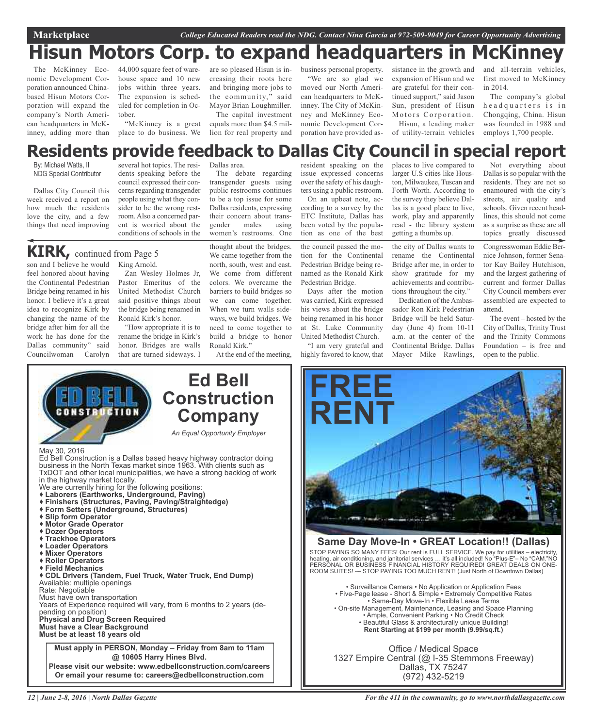# Hisun Motors Corp. to expand headquarters in McKinney

The McKinney Economic Development Corporation announced China-based Hisun Motors Corporation will expand the company's North American headquarters in McKinney, adding more than 44,000 square feet of warehouse space and 10 new jobs within three years. The expansion is scheduled for completion in October.

"McKinney is a great place to do business. We are so pleased Hisun is increasing their roots here and bringing more jobs to the community," said Mayor Brian Loughmiller.

The capital investment equals more than $4.5 million for real property and business personal property.

"We are so glad we moved our North American headquarters to McKinney. The City of McKinney and McKinney Economic Development Corporation have provided assistance in the growth and expansion of Hisun and we are grateful for their continued support," said Jason Sun, president of Hisun Motors Corporation.

Hisun, a leading maker of utility-terrain vehicles and all-terrain vehicles, first moved to McKinney in 2014.

The company's global headquarters is in Chongqing, China. Hisun was founded in 1988 and employs 1,700 people.

# Residents provide feedback to Dallas City Council in special report

By: Michael Watts, II
NDG Special Contributor

Dallas City Council this week received a report on how much the residents love the city, and a few things that need improving several hot topics. The residents speaking before the council expressed their concerns regarding transgender people using what they consider to be the wrong restroom. Also a concerned parent is worried about the conditions of schools in the Dallas area.

The debate regarding transgender guests using public restrooms continues to be a top issue for some Dallas residents, expressing their concern about transgender males using women's restrooms. One resident speaking on the issue expressed concerns over the safety of his daughters using a public restroom.

On an upbeat note, according to a survey by the ETC Institute, Dallas has been voted by the population as one of the best places to live compared to larger U.S cities like Houston, Milwaukee, Tuscan and Forth Worth. According to the survey they believe Dallas is a good place to live, work, play and apparently read - the library system getting a thumbs up.

Not everything about Dallas is so popular with the residents. They are not so enamoured with the city's streets, air quality and schools. Given recent headlines, this should not come as a surprise as these are all topics greatly discussed

## KIRK, continued from Page 5

son and I believe he would feel honored about having the Continental Pedestrian Bridge being renamed in his honor. I believe it's a great idea to recognize Kirk by changing the name of the bridge after him for all the work he has done for the Dallas community" said Councilwoman Carolyn King Arnold.

Zan Wesley Holmes Jr, Pastor Emeritus of the United Methodist Church said positive things about the bridge being renamed in Ronald Kirk's honor.

"How appropriate it is to rename the bridge in Kirk's honor. Bridges are walls that are turned sideways. I thought about the bridges. We came together from the north, south, west and east. We come from different colors. We overcame the barriers to build bridges so we can come together. When we turn walls sideways, we build bridges. We need to come together to build a bridge to honor Ronald Kirk."

At the end of the meeting, the council passed the motion for the Continental Pedestrian Bridge being renamed as the Ronald Kirk Pedestrian Bridge.

Days after the motion was carried, Kirk expressed his views about the bridge being renamed in his honor at St. Luke Community United Methodist Church.

"I am very grateful and highly favored to know, that the city of Dallas wants to rename the Continental Bridge after me, in order to show gratitude for my achievements and contributions throughout the city."

Dedication of the Ambassador Ron Kirk Pedestrian Bridge will be held Saturday (June 4) from 10-11 a.m. at the center of the Continental Bridge. Dallas Mayor Mike Rawlings, Congresswoman Eddie Bernice Johnson, former Senator Kay Bailey Hutchison, and the largest gathering of current and former Dallas City Council members ever assembled are expected to attend.

The event – hosted by the City of Dallas, Trinity Trust and the Trinity Commons Foundation – is free and open to the public.

---

## Ed Bell Construction Company

*An Equal Opportunity Employer*

May 30, 2016

Ed Bell Construction is a Dallas based heavy highway contractor doing business in the North Texas market since 1963. With clients such as TxDOT and other local municipalities, we have a strong backlog of work in the highway market locally.

We are currently hiring for the following positions:

- **Laborers (Earthworks, Underground, Paving)**
- **Finishers (Structures, Paving, Paving/Straightedge)**
- **Form Setters (Underground, Structures)**
- **Slip form Operator**
- **Motor Grade Operator**
- **Dozer Operators**
- **Trackhoe Operators**
- **Loader Operators**
- **Mixer Operators**
- **Roller Operators**
- **Field Mechanics**
- **CDL Drivers (Tandem, Fuel Truck, Water Truck, End Dump)**

Available: multiple openings
Rate: Negotiable
Must have own transportation
Years of Experience required will vary, from 6 months to 2 years (depending on position)
**Physical and Drug Screen Required**
**Must have a Clear Background**
**Must be at least 18 years old**

**Must apply in PERSON, Monday – Friday from 8am to 11am @ 10605 Harry Hines Blvd.**
**Please visit our website: www.edbellconstruction.com/careers**
**Or email your resume to: careers@edbellconstruction.com**

---

## FREE RENT

### Same Day Move-In • GREAT Location!! (Dallas)

STOP PAYING SO MANY FEES! Our rent is FULL SERVICE. We pay for utilities – electricity, heating, air conditioning, and janitorial services … it's all included! No "Plus-E"– No "CAM."NO PERSONAL OR BUSINESS FINANCIAL HISTORY REQUIRED! GREAT DEALS ON ONE-ROOM SUITES! --- STOP PAYING TOO MUCH RENT! (Just North of Downtown Dallas)

• Surveillance Camera • No Application or Application Fees
• Five-Page lease - Short & Simple • Extremely Competitive Rates
• Same-Day Move-In • Flexible Lease Terms
• On-site Management, Maintenance, Leasing and Space Planning
• Ample, Convenient Parking • No Credit Check
• Beautiful Glass & architecturally unique Building!
**Rent Starting at $199 per month (9.99/sq.ft.)**

Office / Medical Space
1327 Empire Central (@ I-35 Stemmons Freeway)
Dallas, TX 75247
(972) 432-5219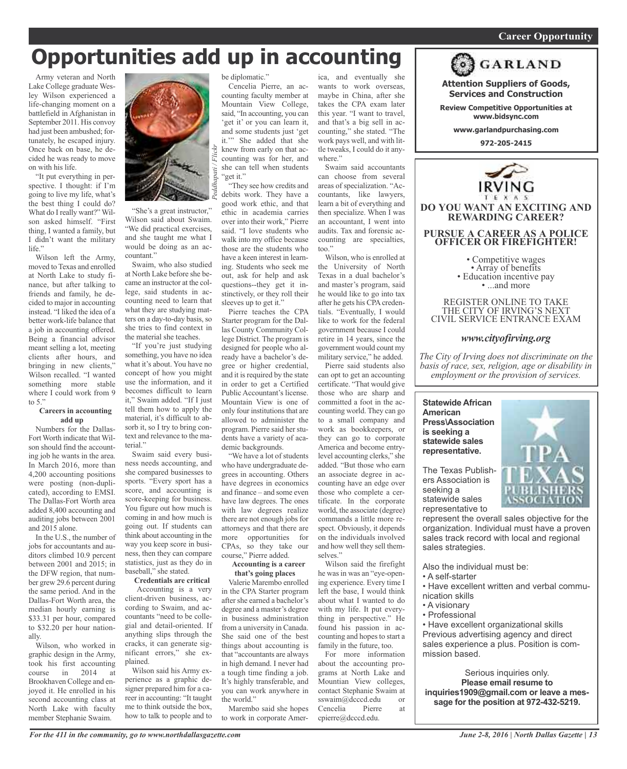# Opportunities add up in accounting

Army veteran and North Lake College graduate Wesley Wilson experienced a life-changing moment on a battlefield in Afghanistan in September 2011. His convoy had just been ambushed; fortunately, he escaped injury. Once back on base, he decided he was ready to move on with his life.

"It put everything in perspective. I thought: if I'm going to live my life, what's the best thing I could do? What do I really want?" Wilson asked himself. "First thing, I wanted a family, but I didn't want the military life."

Wilson left the Army, moved to Texas and enrolled at North Lake to study finance, but after talking to friends and family, he decided to major in accounting instead. "I liked the idea of a better work-life balance that a job in accounting offered. Being a financial advisor meant selling a lot, meeting clients after hours, and bringing in new clients," Wilson recalled. "I wanted something more stable where I could work from 9 to 5."

### Careers in accounting add up

Numbers for the Dallas-Fort Worth indicate that Wilson should find the accounting job he wants in the area. In March 2016, more than 4,200 accounting positions were posting (non-duplicated), according to EMSI. The Dallas-Fort Worth area added 8,400 accounting and auditing jobs between 2001 and 2015 alone.

In the U.S., the number of jobs for accountants and auditors climbed 10.9 percent between 2001 and 2015; in the DFW region, that number grew 29.6 percent during the same period. And in the Dallas-Fort Worth area, the median hourly earning is $33.31 per hour, compared to $32.20 per hour nationally.

Wilson, who worked in graphic design in the Army, took his first accounting course in 2014 at Brookhaven College and enjoyed it. He enrolled in his second accounting class at North Lake with faculty member Stephanie Swaim.

*Peddhapati / Flickr*

"She's a great instructor," Wilson said about Swaim. "We did practical exercises, and she taught me what I would be doing as an accountant."

Swaim, who also studied at North Lake before she became an instructor at the college, said students in accounting need to learn that what they are studying matters on a day-to-day basis, so she tries to find context in the material she teaches.

"If you're just studying something, you have no idea what it's about. You have no concept of how you might use the information, and it becomes difficult to learn it," Swaim added. "If I just tell them how to apply the material, it's difficult to absorb it, so I try to bring context and relevance to the material."

Swaim said every business needs accounting, and she compared businesses to sports. "Every sport has a score, and accounting is score-keeping for business. You figure out how much is coming in and how much is going out. If students can think about accounting in the way you keep score in business, then they can compare statistics, just as they do in baseball," she stated.

### Credentials are critical

Accounting is a very client-driven business, according to Swaim, and accountants "need to be collegial and detail-oriented. If anything slips through the cracks, it can generate significant errors," she explained.

Wilson said his Army experience as a graphic designer prepared him for a career in accounting: "It taught me to think outside the box, how to talk to people and to be diplomatic."

Cencelia Pierre, an accounting faculty member at Mountain View College, said, "In accounting, you can 'get it' or you can learn it, and some students just 'get it.'" She added that she knew from early on that accounting was for her, and she can tell when students "get it."

"They see how credits and debits work. They have a good work ethic, and that ethic in academia carries over into their work," Pierre said. "I love students who walk into my office because those are the students who have a keen interest in learning. Students who seek me out, ask for help and ask questions--they get it instinctively, or they roll their sleeves up to get it."

Pierre teaches the CPA Starter program for the Dallas County Community College District. The program is designed for people who already have a bachelor's degree or higher credential, and it is required by the state in order to get a Certified Public Accountant's license. Mountain View is one of only four institutions that are allowed to administer the program. Pierre said her students have a variety of academic backgrounds.

"We have a lot of students who have undergraduate degrees in accounting. Others have degrees in economics and finance – and some even have law degrees. The ones with law degrees realize there are not enough jobs for attorneys and that there are more opportunities for CPAs, so they take our course," Pierre added.

### Accounting is a career that's going places

Valerie Marembo enrolled in the CPA Starter program after she earned a bachelor's degree and a master's degree in business administration from a university in Canada. She said one of the best things about accounting is that "accountants are always in high demand. I never had a tough time finding a job. It's highly transferable, and you can work anywhere in the world."

Marembo said she hopes to work in corporate America, and eventually she wants to work overseas, maybe in China, after she takes the CPA exam later this year. "I want to travel, and that's a big sell in accounting," she stated. "The work pays well, and with little tweaks, I could do it anywhere."

Swaim said accountants can choose from several areas of specialization. "Accountants, like lawyers, learn a bit of everything and then specialize. When I was an accountant, I went into audits. Tax and forensic accounting are specialties, too."

Wilson, who is enrolled at the University of North Texas in a dual bachelor's and master's program, said he would like to go into tax after he gets his CPA credentials. "Eventually, I would like to work for the federal government because I could retire in 14 years, since the government would count my military service," he added.

Pierre said students also can opt to get an accounting certificate. "That would give those who are sharp and committed a foot in the accounting world. They can go to a small company and work as bookkeepers, or they can go to corporate America and become entry-level accounting clerks," she added. "But those who earn an associate degree in accounting have an edge over those who complete a certificate. In the corporate world, the associate (degree) commands a little more respect. Obviously, it depends on the individuals involved and how well they sell themselves."

Wilson said the firefight he was in was an "eye-opening experience. Every time I left the base, I would think about what I wanted to do with my life. It put everything in perspective." He found his passion in accounting and hopes to start a family in the future, too.

For more information about the accounting programs at North Lake and Mountian View colleges, contact Stephanie Swaim at sswaim@dcccd.edu or Cencelia Pierre at cpierre@dcccd.edu.

---

**GARLAND**

**Attention Suppliers of Goods, Services and Construction**

**Review Competitive Opportunities at www.bidsync.com**

**www.garlandpurchasing.com**

**972-205-2415**

---

**IRVING TEXAS**

**DO YOU WANT AN EXCITING AND REWARDING CAREER?**

**PURSUE A CAREER AS A POLICE OFFICER OR FIREFIGHTER!**

- Competitive wages
- Array of benefits
- Education incentive pay
- ...and more

REGISTER ONLINE TO TAKE THE CITY OF IRVING'S NEXT CIVIL SERVICE ENTRANCE EXAM

*www.cityofirving.org*

*The City of Irving does not discriminate on the basis of race, sex, religion, age or disability in employment or the provision of services.*

---

**Statewide African American Press\Association is seeking a statewide sales representative.**

TPA TEXAS PUBLISHERS ASSOCIATION

The Texas Publishers Association is seeking a statewide sales representative to represent the overall sales objective for the organization. Individual must have a proven sales track record with local and regional sales strategies.

Also the individual must be:

- A self-starter
- Have excellent written and verbal communication skills
- A visionary
- Professional
- Have excellent organizational skills

Previous advertising agency and direct sales experience a plus. Position is commission based.

Serious inquiries only.
**Please email resume to inquiries1909@gmail.com or leave a message for the position at 972-432-5219.**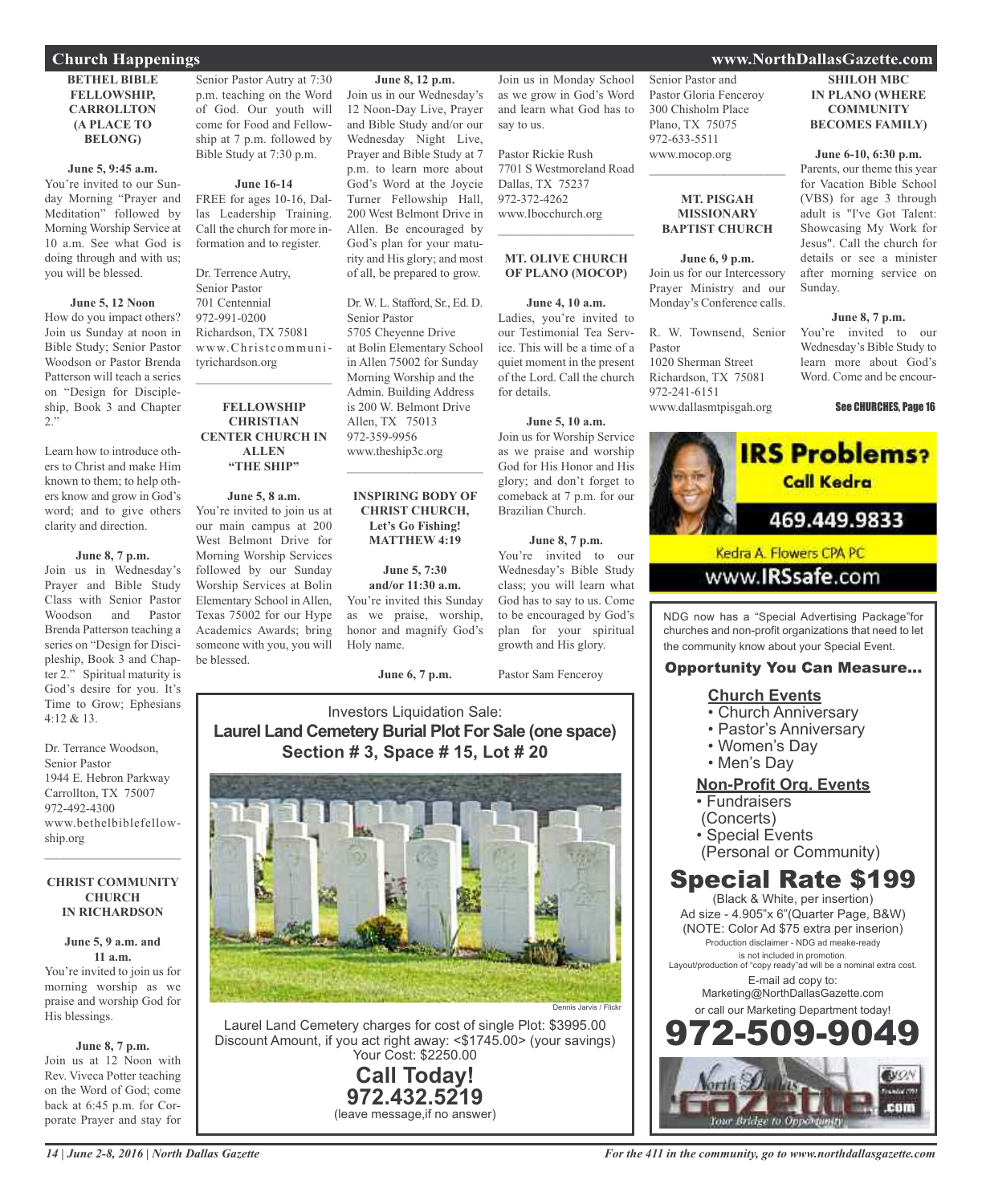## Church Happenings

### BETHEL BIBLE FELLOWSHIP, CARROLLTON (A PLACE TO BELONG)

**June 5, 9:45 a.m.**
You're invited to our Sunday Morning "Prayer and Meditation" followed by Morning Worship Service at 10 a.m. See what God is doing through and with us; you will be blessed.

**June 5, 12 Noon**
How do you impact others? Join us Sunday at noon in Bible Study; Senior Pastor Woodson or Pastor Brenda Patterson will teach a series on "Design for Discipleship, Book 3 and Chapter 2."

Learn how to introduce others to Christ and make Him known to them; to help others know and grow in God's word; and to give others clarity and direction.

**June 8, 7 p.m.**
Join us in Wednesday's Prayer and Bible Study Class with Senior Pastor Woodson and Pastor Brenda Patterson teaching a series on "Design for Discipleship, Book 3 and Chapter 2." Spiritual maturity is God's desire for you. It's Time to Grow; Ephesians 4:12 & 13.

Dr. Terrance Woodson,
Senior Pastor
1944 E. Hebron Parkway
Carrollton, TX 75007
972-492-4300
www.bethelbiblefellowship.org

---

### CHRIST COMMUNITY CHURCH IN RICHARDSON

**June 5, 9 a.m. and 11 a.m.**
You're invited to join us for morning worship as we praise and worship God for His blessings.

**June 8, 7 p.m.**
Join us at 12 Noon with Rev. Viveca Potter teaching on the Word of God; come back at 6:45 p.m. for Corporate Prayer and stay for Senior Pastor Autry at 7:30 p.m. teaching on the Word of God. Our youth will come for Food and Fellowship at 7 p.m. followed by Bible Study at 7:30 p.m.

**June 16-14**
FREE for ages 10-16, Dallas Leadership Training. Call the church for more information and to register.

Dr. Terrence Autry,
Senior Pastor
701 Centennial
972-991-0200
Richardson, TX 75081
www.Christcommunityrichardson.org

---

### FELLOWSHIP CHRISTIAN CENTER CHURCH IN ALLEN "THE SHIP"

**June 5, 8 a.m.**
You're invited to join us at our main campus at 200 West Belmont Drive for Morning Worship Services followed by our Sunday Worship Services at Bolin Elementary School in Allen, Texas 75002 for our Hype Academics Awards; bring someone with you, you will be blessed.

**June 8, 12 p.m.**
Join us in our Wednesday's 12 Noon-Day Live, Prayer and Bible Study and/or our Wednesday Night Live, Prayer and Bible Study at 7 p.m. to learn more about God's Word at the Joycie Turner Fellowship Hall, 200 West Belmont Drive in Allen. Be encouraged by God's plan for your maturity and His glory; and most of all, be prepared to grow.

Dr. W. L. Stafford, Sr., Ed. D.
Senior Pastor
5705 Cheyenne Drive
at Bolin Elementary School in Allen 75002 for Sunday Morning Worship and the Admin. Building Address is 200 W. Belmont Drive
Allen, TX 75013
972-359-9956
www.theship3c.org

---

### INSPIRING BODY OF CHRIST CHURCH, Let's Go Fishing! MATTHEW 4:19

**June 5, 7:30 and/or 11:30 a.m.**
You're invited this Sunday as we praise, worship, honor and magnify God's Holy name.

**June 6, 7 p.m.**
Join us in Monday School as we grow in God's Word and learn what God has to say to us.

Pastor Rickie Rush
7701 S Westmoreland Road
Dallas, TX 75237
972-372-4262
www.Ibocchurch.org

---

### MT. OLIVE CHURCH OF PLANO (MOCOP)

**June 4, 10 a.m.**
Ladies, you're invited to our Testimonial Tea Service. This will be a time of a quiet moment in the present of the Lord. Call the church for details.

**June 5, 10 a.m.**
Join us for Worship Service as we praise and worship God for His Honor and His glory; and don't forget to comeback at 7 p.m. for our Brazilian Church.

**June 8, 7 p.m.**
You're invited to our Wednesday's Bible Study class; you will learn what God has to say to us. Come to be encouraged by God's plan for your spiritual growth and His glory.

Pastor Sam Fenceroy
Senior Pastor and
Pastor Gloria Fenceroy
300 Chisholm Place
Plano, TX 75075
972-633-5511
www.mocop.org

---

### MT. PISGAH MISSIONARY BAPTIST CHURCH

**June 6, 9 p.m.**
Join us for our Intercessory Prayer Ministry and our Monday's Conference calls.

R. W. Townsend, Senior Pastor
1020 Sherman Street
Richardson, TX 75081
972-241-6151
www.dallasmtpisgah.org

---

### SHILOH MBC IN PLANO (WHERE COMMUNITY BECOMES FAMILY)

**June 6-10, 6:30 p.m.**
Parents, our theme this year for Vacation Bible School (VBS) for age 3 through adult is "I've Got Talent: Showcasing My Work for Jesus". Call the church for details or see a minister after morning service on Sunday.

**June 8, 7 p.m.**
You're invited to our Wednesday's Bible Study to learn more about God's Word. Come and be encour-

See CHURCHES, Page 16

---

**IRS Problems? Call Kedra**
469.449.9833
Kedra A. Flowers CPA PC
www.IRSsafe.com

---

Investors Liquidation Sale:
**Laurel Land Cemetery Burial Plot For Sale (one space)**
**Section # 3, Space # 15, Lot # 20**

Dennis Jarvis / Flickr

Laurel Land Cemetery charges for cost of single Plot: $3995.00
Discount Amount, if you act right away: <$1745.00> (your savings)
Your Cost: $2250.00

**Call Today!**
**972.432.5219**
(leave message,if no answer)

---

NDG now has a "Special Advertising Package"for churches and non-profit organizations that need to let the community know about your Special Event.

**Opportunity You Can Measure...**

**Church Events**
- Church Anniversary
- Pastor's Anniversary
- Women's Day
- Men's Day

**Non-Profit Org. Events**
- Fundraisers (Concerts)
- Special Events (Personal or Community)

**Special Rate $199**
(Black & White, per insertion)
Ad size - 4.905"x 6"(Quarter Page, B&W)
(NOTE: Color Ad $75 extra per inserion)
Production disclaimer - NDG ad meake-ready is not included in promotion.
Layout/production of "copy ready"ad will be a nominal extra cost.
E-mail ad copy to:
Marketing@NorthDallasGazette.com
or call our Marketing Department today!
**972-509-9049**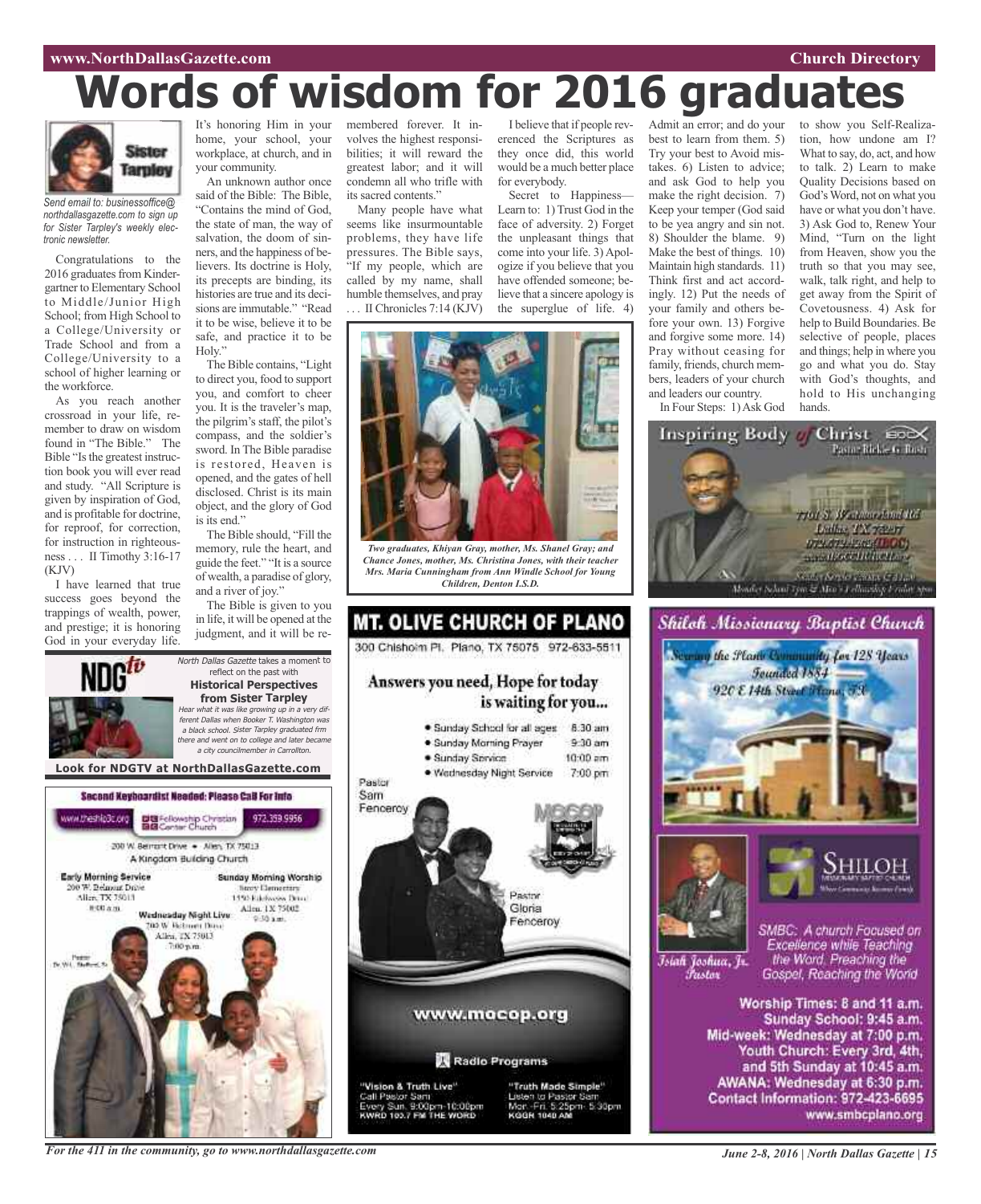# Words of wisdom for 2016 graduates

Sister Tarpley

*Send email to: businessoffice@northdallasgazette.com to sign up for Sister Tarpley's weekly electronic newsletter.*

Congratulations to the 2016 graduates from Kindergartner to Elementary School to Middle/Junior High School; from High School to a College/University or Trade School and from a College/University to a school of higher learning or the workforce.

As you reach another crossroad in your life, remember to draw on wisdom found in "The Bible." The Bible "Is the greatest instruction book you will ever read and study. "All Scripture is given by inspiration of God, and is profitable for doctrine, for reproof, for correction, for instruction in righteousness . . . II Timothy 3:16-17 (KJV)

I have learned that true success goes beyond the trappings of wealth, power, and prestige; it is honoring God in your everyday life. It's honoring Him in your home, your school, your workplace, at church, and in your community.

An unknown author once said of the Bible: The Bible, "Contains the mind of God, the state of man, the way of salvation, the doom of sinners, and the happiness of believers. Its doctrine is Holy, its precepts are binding, its histories are true and its decisions are immutable." "Read it to be wise, believe it to be safe, and practice it to be Holy."

The Bible contains, "Light to direct you, food to support you, and comfort to cheer you. It is the traveler's map, the pilgrim's staff, the pilot's compass, and the soldier's sword. In The Bible paradise is restored, Heaven is opened, and the gates of hell disclosed. Christ is its main object, and the glory of God is its end."

The Bible should, "Fill the memory, rule the heart, and guide the feet." "It is a source of wealth, a paradise of glory, and a river of joy."

The Bible is given to you in life, it will be opened at the judgment, and it will be remembered forever. It involves the highest responsibilities; it will reward the greatest labor; and it will condemn all who trifle with its sacred contents."

Many people have what seems like insurmountable problems, they have life pressures. The Bible says, "If my people, which are called by my name, shall humble themselves, and pray . . . II Chronicles 7:14 (KJV)

I believe that if people reverenced the Scriptures as they once did, this world would be a much better place for everybody.

Secret to Happiness—Learn to: 1) Trust God in the face of adversity. 2) Forget the unpleasant things that come into your life. 3) Apologize if you believe that you have offended someone; believe that a sincere apology is the superglue of life. 4) Admit an error; and do your best to learn from them. 5) Try your best to Avoid mistakes. 6) Listen to advice; and ask God to help you make the right decision. 7) Keep your temper (God said to be yea angry and sin not. 8) Shoulder the blame. 9) Make the best of things. 10) Maintain high standards. 11) Think first and act accordingly. 12) Put the needs of your family and others before your own. 13) Forgive and forgive some more. 14) Pray without ceasing for family, friends, church members, leaders of your church and leaders our country.

In Four Steps: 1) Ask God to show you Self-Realization, how undone am I? What to say, do, act, and how to talk. 2) Learn to make Quality Decisions based on God's Word, not on what you have or what you don't have. 3) Ask God to, Renew Your Mind, "Turn on the light from Heaven, show you the truth so that you may see, walk, talk right, and help to get away from the Spirit of Covetousness. 4) Ask for help to Build Boundaries. Be selective of people, places and things; help in where you go and what you do. Stay with God's thoughts, and hold to His unchanging hands.

*Two graduates, Khiyan Gray, mother, Ms. Shanel Gray; and Chance Jones, mother, Ms. Christina Jones, with their teacher Mrs. Maria Cunningham from Ann Windle School for Young Children, Denton I.S.D.*

**NDGtv**

*North Dallas Gazette* takes a moment to reflect on the past with

**Historical Perspectives from Sister Tarpley**

*Hear what it was like growing up in a very different Dallas when Booker T. Washington was a black school. Sister Tarpley graduated frm there and went on to college and later became a city councilmember in Carrollton.*

**Look for NDGTV at NorthDallasGazette.com**

**Second Keyboardist Needed: Please Call For Info**

www.theship3c.org — Fellowship Christian Center Church — 972.359.9956

200 W. Belmont Drive • Allen, TX 75013
A Kingdom Building Church

Early Morning Service — 200 W. Belmont Drive, Allen, TX 75013 — 8:00 a.m.

Sunday Morning Worship — Story Elementary, 1550 Edelweiss Drive, Allen, TX 75002 — 9:30 a.m.

Wednesday Night Live — 200 W. Belmont Drive, Allen, TX 75013 — 7:00 p.m.

Pastor Dr. W.L. Stafford, Sr.

**MT. OLIVE CHURCH OF PLANO**

300 Chisholm Pl. Plano, TX 75075 972-633-5511

Answers you need, Hope for today is waiting for you...

- Sunday School for all ages 8:30 am
- Sunday Morning Prayer 9:30 am
- Sunday Service 10:00 am
- Wednesday Night Service 7:00 pm

Pastor Sam Fenceroy

Pastor Gloria Fenceroy

www.mocop.org

Radio Programs

"Vision & Truth Live" Call Pastor Sam Every Sun. 9:00pm-10:00pm KWRD 100.7 FM THE WORD

"Truth Made Simple" Listen to Pastor Sam Mon.-Fri. 5:25pm- 5:30pm KGGR 1040 AM

**Inspiring Body of Christ** — IBOC

Pastor Rickie G. Rush

7701 S. Westmoreland Rd, Dallas, TX 75237, 972-672-9655(IBOC), www.IBOCCHURCH.org

Sunday Services 8 & 11 a.m. Monday School 7pm & Men's Fellowship Friday 7pm

**Shiloh Missionary Baptist Church**

Serving the Plano Community for 128 Years
Founded 1884
920 E 14th Street Plano, TX

SHILOH Missionary Baptist Church

Isiah Joshua, Jr. Pastor

SMBC: A church Focused on Excellence while Teaching the Word. Preaching the Gospel, Reaching the World

Worship Times: 8 and 11 a.m.
Sunday School: 9:45 a.m.
Mid-week: Wednesday at 7:00 p.m.
Youth Church: Every 3rd, 4th, and 5th Sunday at 10:45 a.m.
AWANA: Wednesday at 6:30 p.m.
Contact Information: 972-423-6695
www.smbcplano.org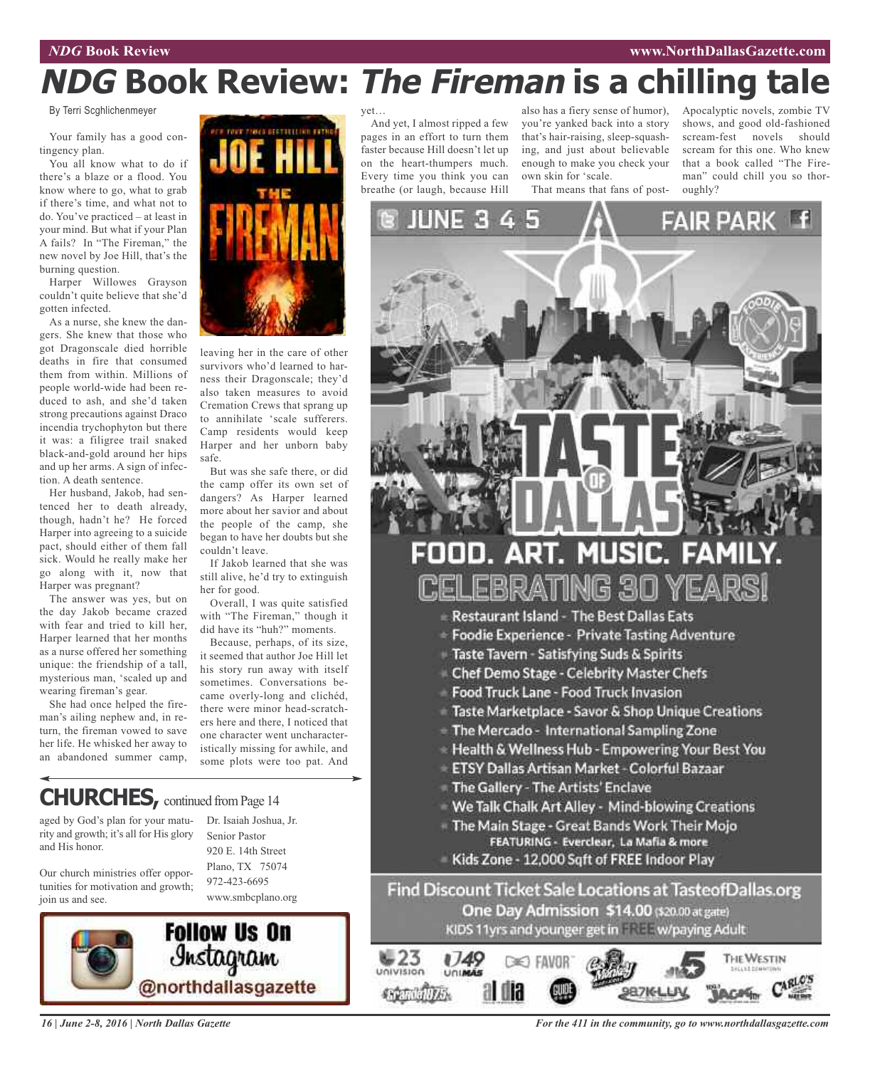# NDG Book Review: *The Fireman* is a chilling tale

By Terri Scghlichenmeyer

Your family has a good contingency plan.

You all know what to do if there's a blaze or a flood. You know where to go, what to grab if there's time, and what not to do. You've practiced – at least in your mind. But what if your Plan A fails? In "The Fireman," the new novel by Joe Hill, that's the burning question.

Harper Willowes Grayson couldn't quite believe that she'd gotten infected.

As a nurse, she knew the dangers. She knew that those who got Dragonscale died horrible deaths in fire that consumed them from within. Millions of people world-wide had been reduced to ash, and she'd taken strong precautions against Draco incendia trychophyton but there it was: a filigree trail snaked black-and-gold around her hips and up her arms. A sign of infection. A death sentence.

Her husband, Jakob, had sentenced her to death already, though, hadn't he? He forced Harper into agreeing to a suicide pact, should either of them fall sick. Would he really make her go along with it, now that Harper was pregnant?

The answer was yes, but on the day Jakob became crazed with fear and tried to kill her, Harper learned that her months as a nurse offered her something unique: the friendship of a tall, mysterious man, 'scaled up and wearing fireman's gear.

She had once helped the fireman's ailing nephew and, in return, the fireman vowed to save her life. He whisked her away to an abandoned summer camp, leaving her in the care of other survivors who'd learned to harness their Dragonscale; they'd also taken measures to avoid Cremation Crews that sprang up to annihilate 'scale sufferers. Camp residents would keep Harper and her unborn baby safe.

But was she safe there, or did the camp offer its own set of dangers? As Harper learned more about her savior and about the people of the camp, she began to have her doubts but she couldn't leave.

If Jakob learned that she was still alive, he'd try to extinguish her for good.

Overall, I was quite satisfied with "The Fireman," though it did have its "huh?" moments.

Because, perhaps, of its size, it seemed that author Joe Hill let his story run away with itself sometimes. Conversations became overly-long and clichéd, there were minor head-scratchers here and there, I noticed that one character went uncharacteristically missing for awhile, and some plots were too pat. And yet…

And yet, I almost ripped a few pages in an effort to turn them faster because Hill doesn't let up on the heart-thumpers much. Every time you think you can breathe (or laugh, because Hill also has a fiery sense of humor), you're yanked back into a story that's hair-raising, sleep-squashing, and just about believable enough to make you check your own skin for 'scale.

That means that fans of post-Apocalyptic novels, zombie TV shows, and good old-fashioned scream-fest novels should scream for this one. Who knew that a book called "The Fireman" could chill you so thoroughly?

## CHURCHES, continued from Page 14

aged by God's plan for your maturity and growth; it's all for His glory and His honor.

Our church ministries offer opportunities for motivation and growth; join us and see.

Dr. Isaiah Joshua, Jr.
Senior Pastor
920 E. 14th Street
Plano, TX 75074
972-423-6695
www.smbcplano.org

**Follow Us On Instagram**
@northdallasgazette

JUNE 3 4 5 · FAIR PARK

**TASTE OF DALLAS**

**FOOD. ART. MUSIC. FAMILY.**
**CELEBRATING 30 YEARS!**

- Restaurant Island - The Best Dallas Eats
- Foodie Experience - Private Tasting Adventure
- Taste Tavern - Satisfying Suds & Spirits
- Chef Demo Stage - Celebrity Master Chefs
- Food Truck Lane - Food Truck Invasion
- Taste Marketplace - Savor & Shop Unique Creations
- The Mercado - International Sampling Zone
- Health & Wellness Hub - Empowering Your Best You
- ETSY Dallas Artisan Market - Colorful Bazaar
- The Gallery - The Artists' Enclave
- We Talk Chalk Art Alley - Mind-blowing Creations
- The Main Stage - Great Bands Work Their Mojo
  FEATURING - Everclear, La Mafia & more
- Kids Zone - 12,000 Sqft of FREE Indoor Play

Find Discount Ticket Sale Locations at TasteofDallas.org
One Day Admission $14.00 ($20.00 at gate)
KIDS 11yrs and younger get in FREE w/paying Adult